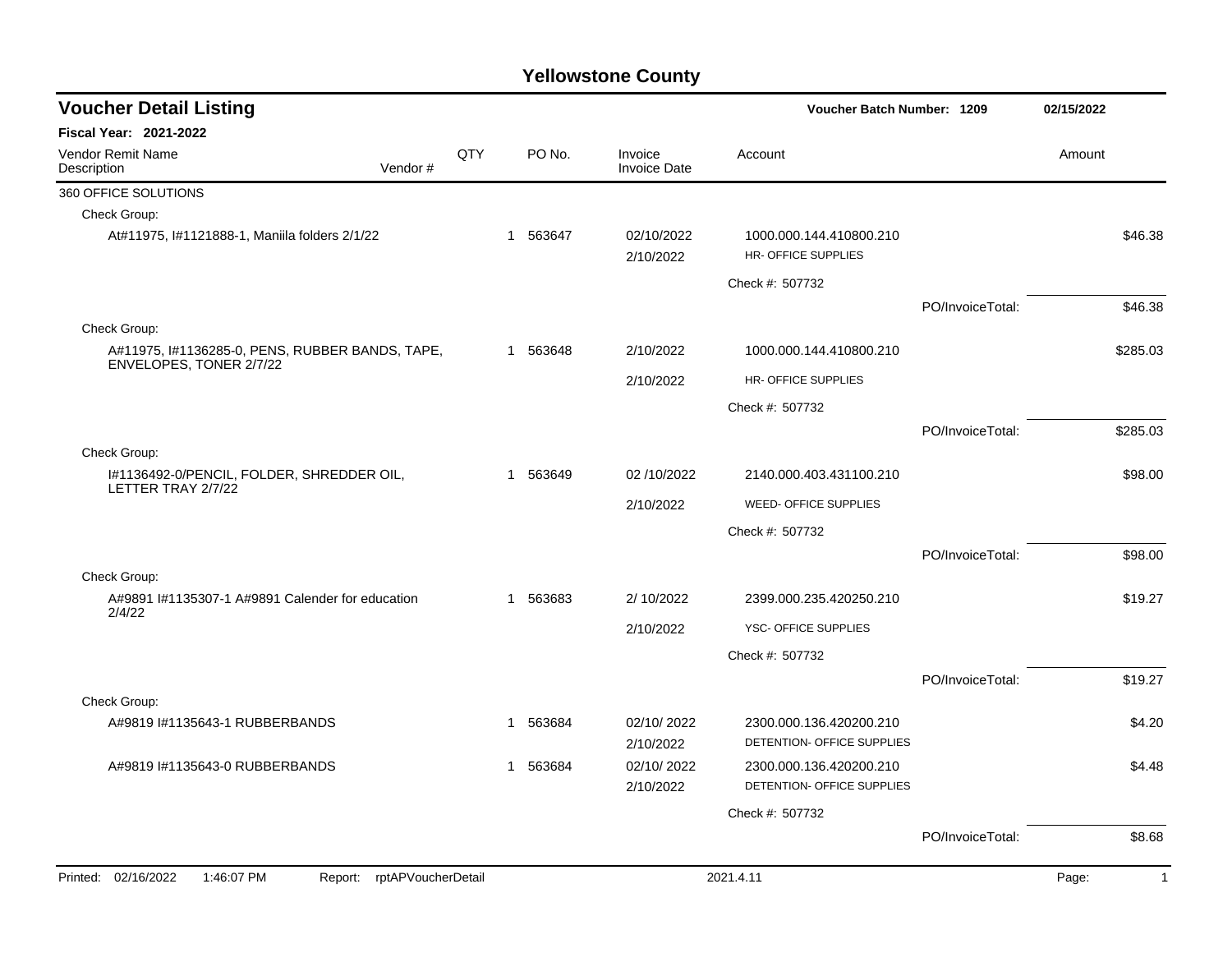# Yellowstone County

## Voucher Detail Listing

**Voucher Batch Number: 1209** 02/15/2022

**Fiscal Year: 2021-2022**

| Vendor Remit Name / Description | Vendor # | QTY | PO No. | Invoice / Invoice Date | Account | | Amount |
|---|---|---|---|---|---|---|---|
| 360 OFFICE SOLUTIONS | | | | | | | |
| Check Group: | | | | | | | |
| At#11975, I#1121888-1, Maniila folders 2/1/22 | | 1 | 563647 | 02/10/2022 / 2/10/2022 | 1000.000.144.410800.210 HR- OFFICE SUPPLIES | | $46.38 |
| | | | | | Check #: 507732 | | |
| | | | | | | PO/InvoiceTotal: | $46.38 |
| Check Group: | | | | | | | |
| A#11975, I#1136285-0, PENS, RUBBER BANDS, TAPE, ENVELOPES, TONER 2/7/22 | | 1 | 563648 | 2/10/2022 / 2/10/2022 | 1000.000.144.410800.210 HR- OFFICE SUPPLIES | | $285.03 |
| | | | | | Check #: 507732 | | |
| | | | | | | PO/InvoiceTotal: | $285.03 |
| Check Group: | | | | | | | |
| I#1136492-0/PENCIL, FOLDER, SHREDDER OIL, LETTER TRAY 2/7/22 | | 1 | 563649 | 02 /10/2022 / 2/10/2022 | 2140.000.403.431100.210 WEED- OFFICE SUPPLIES | | $98.00 |
| | | | | | Check #: 507732 | | |
| | | | | | | PO/InvoiceTotal: | $98.00 |
| Check Group: | | | | | | | |
| A#9891 I#1135307-1 A#9891 Calender for education 2/4/22 | | 1 | 563683 | 2/ 10/2022 / 2/10/2022 | 2399.000.235.420250.210 YSC- OFFICE SUPPLIES | | $19.27 |
| | | | | | Check #: 507732 | | |
| | | | | | | PO/InvoiceTotal: | $19.27 |
| Check Group: | | | | | | | |
| A#9819 I#1135643-1 RUBBERBANDS | | 1 | 563684 | 02/10/ 2022 / 2/10/2022 | 2300.000.136.420200.210 DETENTION- OFFICE SUPPLIES | | $4.20 |
| A#9819 I#1135643-0 RUBBERBANDS | | 1 | 563684 | 02/10/ 2022 / 2/10/2022 | 2300.000.136.420200.210 DETENTION- OFFICE SUPPLIES | | $4.48 |
| | | | | | Check #: 507732 | | |
| | | | | | | PO/InvoiceTotal: | $8.68 |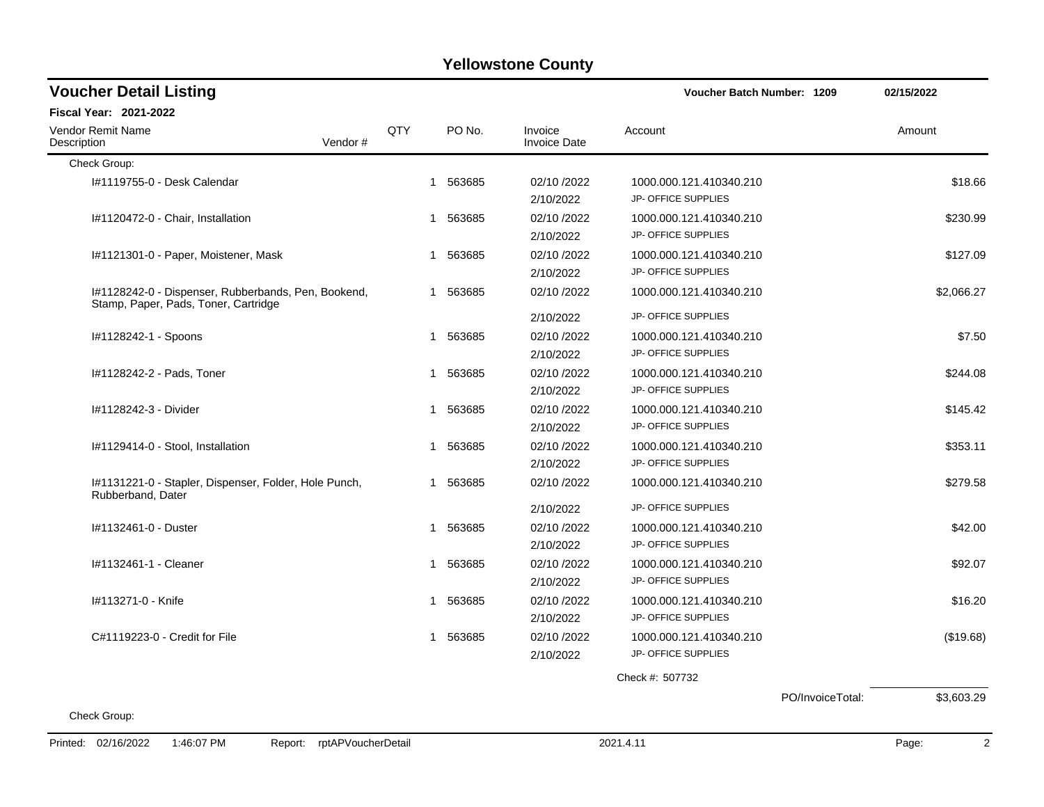# Yellowstone County

## Voucher Detail Listing

**Voucher Batch Number: 1209** 02/15/2022

**Fiscal Year: 2021-2022**

| Vendor Remit Name / Description | Vendor # | QTY | PO No. | Invoice / Invoice Date | Account | Amount |
|---|---|---|---|---|---|---|
| Check Group: | | | | | | |
| I#1119755-0 - Desk Calendar | | 1 | 563685 | 02/10 /2022<br>2/10/2022 | 1000.000.121.410340.210<br>JP- OFFICE SUPPLIES | $18.66 |
| I#1120472-0 - Chair, Installation | | 1 | 563685 | 02/10 /2022<br>2/10/2022 | 1000.000.121.410340.210<br>JP- OFFICE SUPPLIES | $230.99 |
| I#1121301-0 - Paper, Moistener, Mask | | 1 | 563685 | 02/10 /2022<br>2/10/2022 | 1000.000.121.410340.210<br>JP- OFFICE SUPPLIES | $127.09 |
| I#1128242-0 - Dispenser, Rubberbands, Pen, Bookend, Stamp, Paper, Pads, Toner, Cartridge | | 1 | 563685 | 02/10 /2022<br>2/10/2022 | 1000.000.121.410340.210<br>JP- OFFICE SUPPLIES | $2,066.27 |
| I#1128242-1 - Spoons | | 1 | 563685 | 02/10 /2022<br>2/10/2022 | 1000.000.121.410340.210<br>JP- OFFICE SUPPLIES | $7.50 |
| I#1128242-2 - Pads, Toner | | 1 | 563685 | 02/10 /2022<br>2/10/2022 | 1000.000.121.410340.210<br>JP- OFFICE SUPPLIES | $244.08 |
| I#1128242-3 - Divider | | 1 | 563685 | 02/10 /2022<br>2/10/2022 | 1000.000.121.410340.210<br>JP- OFFICE SUPPLIES | $145.42 |
| I#1129414-0 - Stool, Installation | | 1 | 563685 | 02/10 /2022<br>2/10/2022 | 1000.000.121.410340.210<br>JP- OFFICE SUPPLIES | $353.11 |
| I#1131221-0 - Stapler, Dispenser, Folder, Hole Punch, Rubberband, Dater | | 1 | 563685 | 02/10 /2022<br>2/10/2022 | 1000.000.121.410340.210<br>JP- OFFICE SUPPLIES | $279.58 |
| I#1132461-0 - Duster | | 1 | 563685 | 02/10 /2022<br>2/10/2022 | 1000.000.121.410340.210<br>JP- OFFICE SUPPLIES | $42.00 |
| I#1132461-1 - Cleaner | | 1 | 563685 | 02/10 /2022<br>2/10/2022 | 1000.000.121.410340.210<br>JP- OFFICE SUPPLIES | $92.07 |
| I#113271-0 - Knife | | 1 | 563685 | 02/10 /2022<br>2/10/2022 | 1000.000.121.410340.210<br>JP- OFFICE SUPPLIES | $16.20 |
| C#1119223-0 - Credit for File | | 1 | 563685 | 02/10 /2022<br>2/10/2022 | 1000.000.121.410340.210<br>JP- OFFICE SUPPLIES | ($19.68) |
| | | | | | Check #: 507732 | |
| | | | | | PO/InvoiceTotal: | $3,603.29 |
| Check Group: | | | | | | |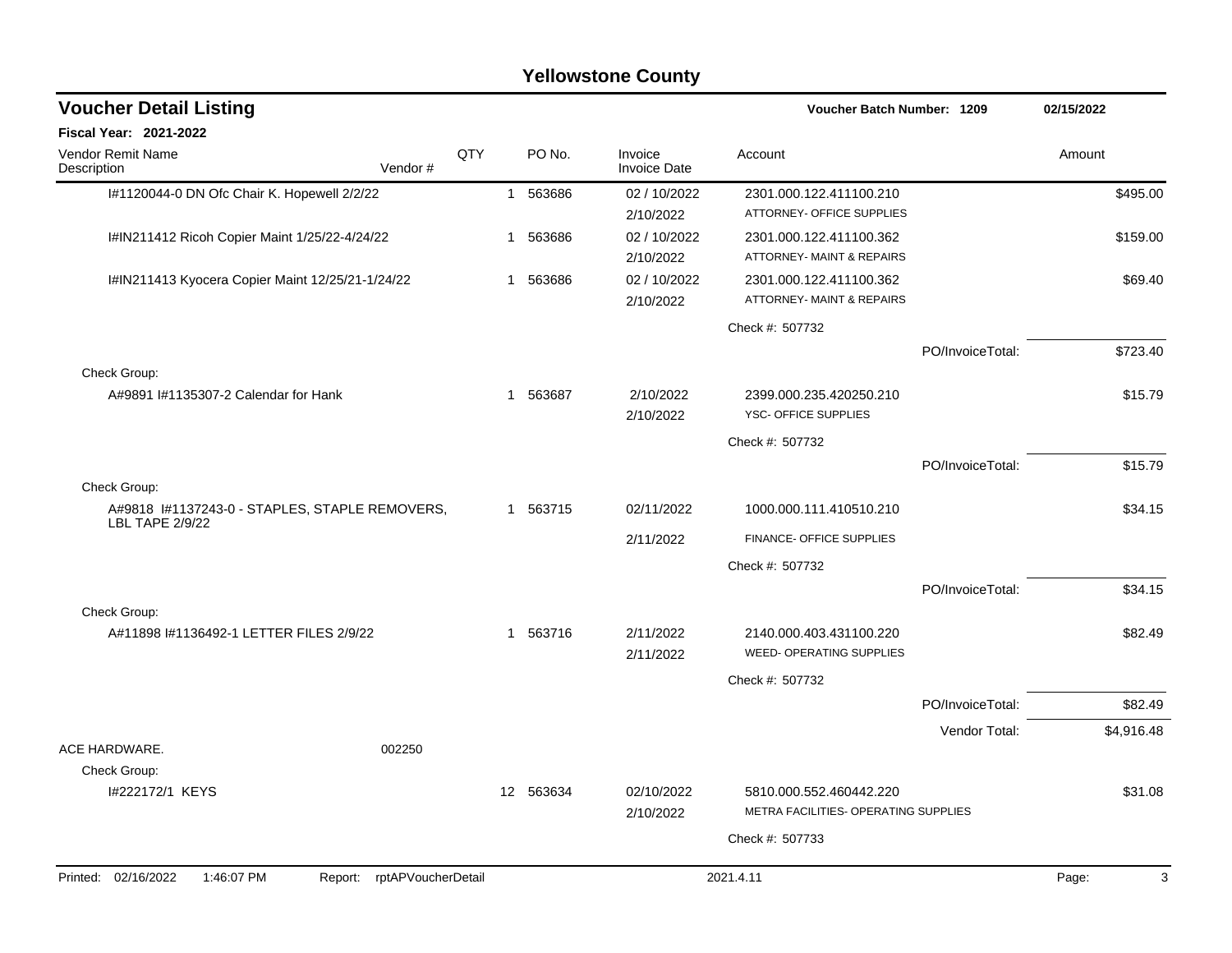# Yellowstone County

## Voucher Detail Listing

Voucher Batch Number: 1209 — 02/15/2022

**Fiscal Year: 2021-2022**

| Vendor Remit Name / Description | Vendor # | QTY | PO No. | Invoice / Invoice Date | Account | Amount |
|---|---|---|---|---|---|---|
| I#1120044-0 DN Ofc Chair K. Hopewell 2/2/22 | | 1 | 563686 | 02 / 10/2022<br>2/10/2022 | 2301.000.122.411100.210<br>ATTORNEY- OFFICE SUPPLIES | $495.00 |
| I#IN211412 Ricoh Copier Maint 1/25/22-4/24/22 | | 1 | 563686 | 02 / 10/2022<br>2/10/2022 | 2301.000.122.411100.362<br>ATTORNEY- MAINT & REPAIRS | $159.00 |
| I#IN211413 Kyocera Copier Maint 12/25/21-1/24/22 | | 1 | 563686 | 02 / 10/2022<br>2/10/2022 | 2301.000.122.411100.362<br>ATTORNEY- MAINT & REPAIRS | $69.40 |
| | | | | | Check #: 507732 | |
| | | | | | PO/InvoiceTotal: | $723.40 |
| Check Group: | | | | | | |
| A#9891 I#1135307-2 Calendar for Hank | | 1 | 563687 | 2/10/2022<br>2/10/2022 | 2399.000.235.420250.210<br>YSC- OFFICE SUPPLIES | $15.79 |
| | | | | | Check #: 507732 | |
| | | | | | PO/InvoiceTotal: | $15.79 |
| Check Group: | | | | | | |
| A#9818 I#1137243-0 - STAPLES, STAPLE REMOVERS, LBL TAPE 2/9/22 | | 1 | 563715 | 02/11/2022<br>2/11/2022 | 1000.000.111.410510.210<br>FINANCE- OFFICE SUPPLIES | $34.15 |
| | | | | | Check #: 507732 | |
| | | | | | PO/InvoiceTotal: | $34.15 |
| Check Group: | | | | | | |
| A#11898 I#1136492-1 LETTER FILES 2/9/22 | | 1 | 563716 | 2/11/2022<br>2/11/2022 | 2140.000.403.431100.220<br>WEED- OPERATING SUPPLIES | $82.49 |
| | | | | | Check #: 507732 | |
| | | | | | PO/InvoiceTotal: | $82.49 |
| | | | | | Vendor Total: | $4,916.48 |
| ACE HARDWARE. | 002250 | | | | | |
| Check Group: | | | | | | |
| I#222172/1 KEYS | | 12 | 563634 | 02/10/2022<br>2/10/2022 | 5810.000.552.460442.220<br>METRA FACILITIES- OPERATING SUPPLIES | $31.08 |
| | | | | | Check #: 507733 | |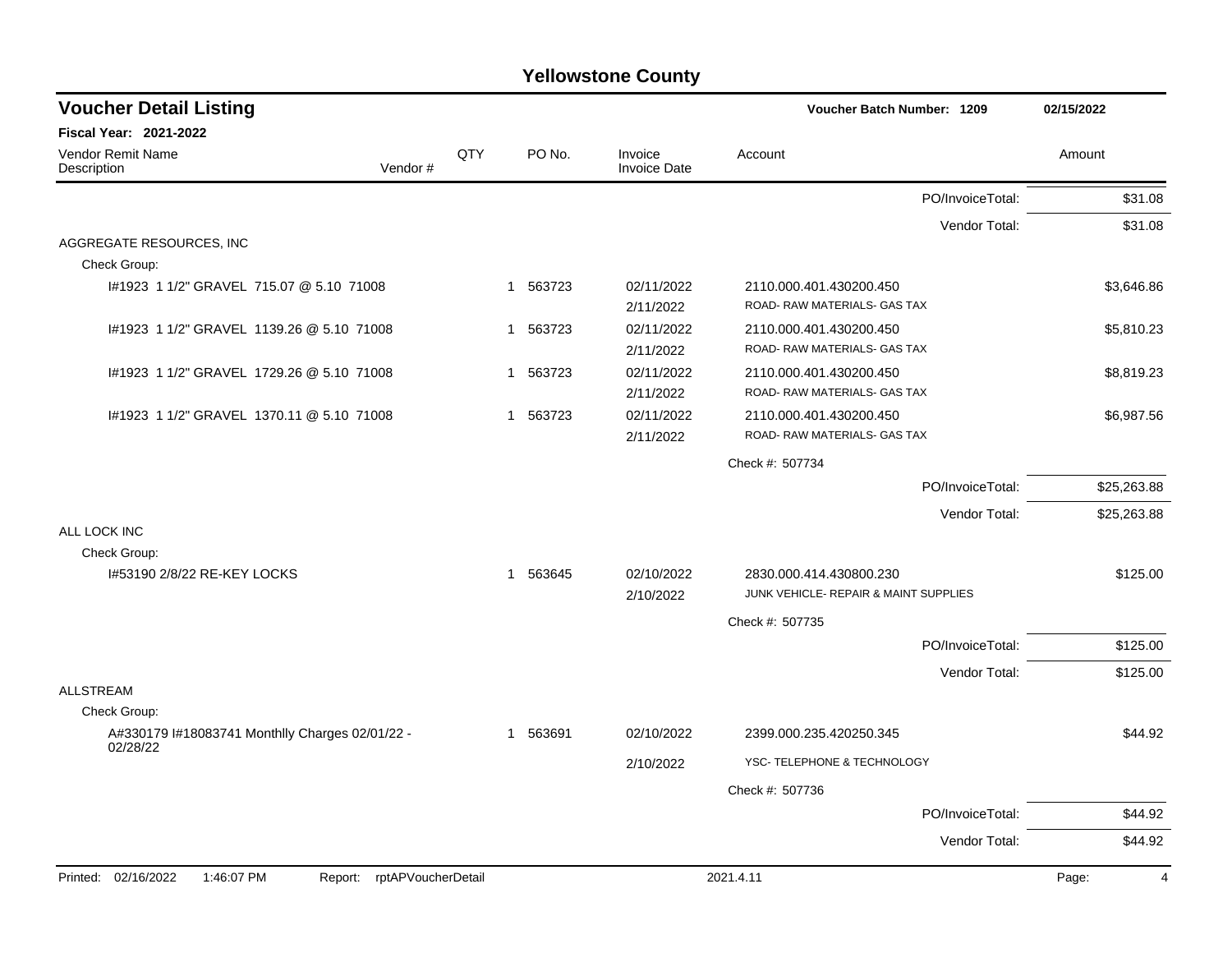# Yellowstone County

## Voucher Detail Listing

Voucher Batch Number: 1209 — 02/15/2022

**Fiscal Year: 2021-2022**

| Vendor Remit Name / Description | Vendor # | QTY | PO No. | Invoice / Invoice Date | Account | Amount |
|---|---|---|---|---|---|---|
| | | | | | PO/InvoiceTotal: | $31.08 |
| | | | | | Vendor Total: | $31.08 |
| AGGREGATE RESOURCES, INC | | | | | | |
| Check Group: | | | | | | |
| I#1923 1 1/2" GRAVEL 715.07 @ 5.10 71008 | | 1 | 563723 | 02/11/2022 / 2/11/2022 | 2110.000.401.430200.450 ROAD- RAW MATERIALS- GAS TAX | $3,646.86 |
| I#1923 1 1/2" GRAVEL 1139.26 @ 5.10 71008 | | 1 | 563723 | 02/11/2022 / 2/11/2022 | 2110.000.401.430200.450 ROAD- RAW MATERIALS- GAS TAX | $5,810.23 |
| I#1923 1 1/2" GRAVEL 1729.26 @ 5.10 71008 | | 1 | 563723 | 02/11/2022 / 2/11/2022 | 2110.000.401.430200.450 ROAD- RAW MATERIALS- GAS TAX | $8,819.23 |
| I#1923 1 1/2" GRAVEL 1370.11 @ 5.10 71008 | | 1 | 563723 | 02/11/2022 / 2/11/2022 | 2110.000.401.430200.450 ROAD- RAW MATERIALS- GAS TAX | $6,987.56 |
| | | | | | Check #: 507734 | |
| | | | | | PO/InvoiceTotal: | $25,263.88 |
| | | | | | Vendor Total: | $25,263.88 |
| ALL LOCK INC | | | | | | |
| Check Group: | | | | | | |
| I#53190 2/8/22 RE-KEY LOCKS | | 1 | 563645 | 02/10/2022 / 2/10/2022 | 2830.000.414.430800.230 JUNK VEHICLE- REPAIR & MAINT SUPPLIES | $125.00 |
| | | | | | Check #: 507735 | |
| | | | | | PO/InvoiceTotal: | $125.00 |
| | | | | | Vendor Total: | $125.00 |
| ALLSTREAM | | | | | | |
| Check Group: | | | | | | |
| A#330179 I#18083741 Monthlly Charges 02/01/22 - 02/28/22 | | 1 | 563691 | 02/10/2022 / 2/10/2022 | 2399.000.235.420250.345 YSC- TELEPHONE & TECHNOLOGY | $44.92 |
| | | | | | Check #: 507736 | |
| | | | | | PO/InvoiceTotal: | $44.92 |
| | | | | | Vendor Total: | $44.92 |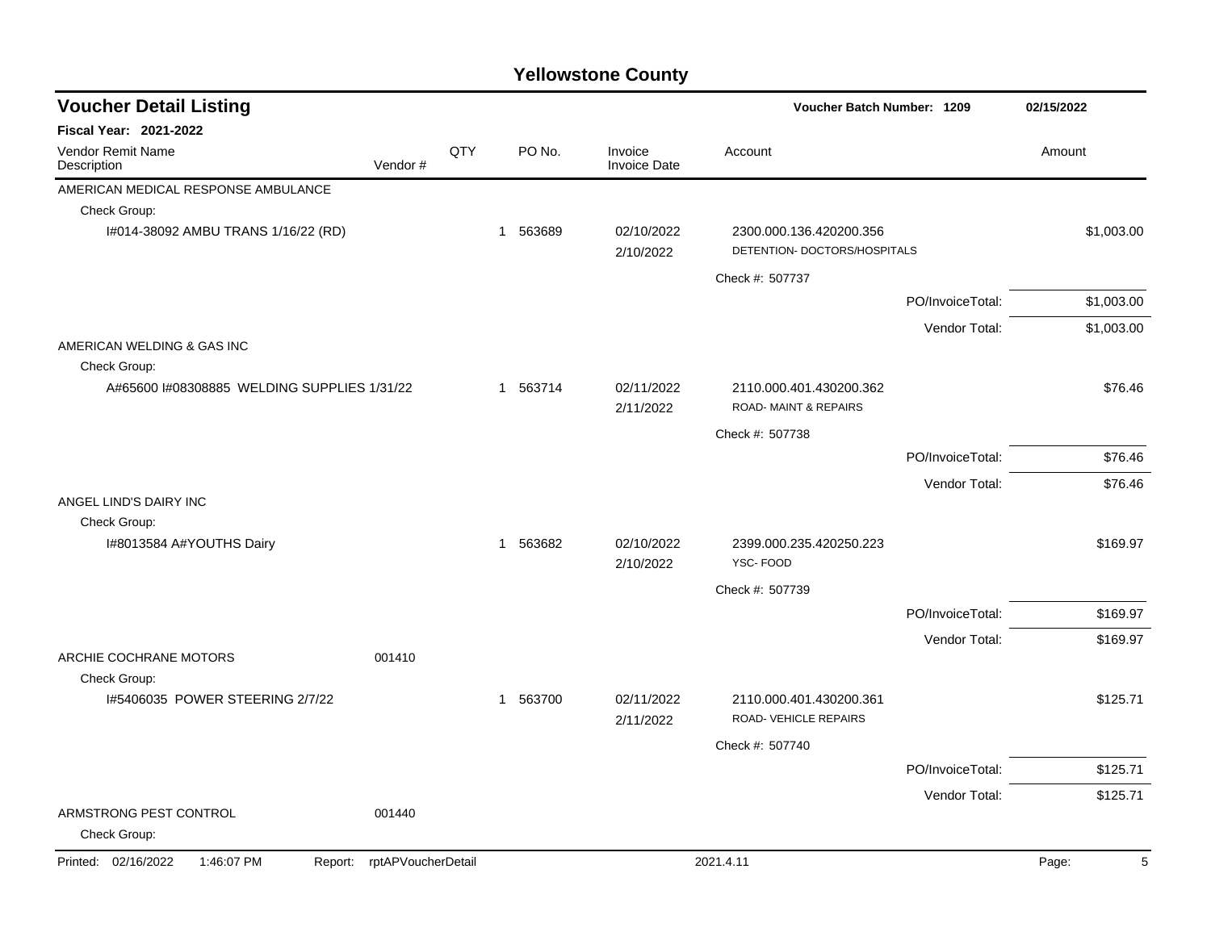# Yellowstone County

## Voucher Detail Listing

**Voucher Batch Number: 1209** — 02/15/2022

**Fiscal Year: 2021-2022**

| Vendor Remit Name / Description | Vendor # | QTY | PO No. | Invoice / Invoice Date | Account | Amount |
|---|---|---|---|---|---|---|
| AMERICAN MEDICAL RESPONSE AMBULANCE | | | | | | |
| Check Group: | | | | | | |
| I#014-38092 AMBU TRANS 1/16/22 (RD) | | 1 | 563689 | 02/10/2022<br>2/10/2022 | 2300.000.136.420200.356<br>DETENTION- DOCTORS/HOSPITALS | $1,003.00 |
| | | | | | Check #: 507737 | |
| | | | | | PO/InvoiceTotal: | $1,003.00 |
| | | | | | Vendor Total: | $1,003.00 |
| AMERICAN WELDING & GAS INC | | | | | | |
| Check Group: | | | | | | |
| A#65600 I#08308885 WELDING SUPPLIES 1/31/22 | | 1 | 563714 | 02/11/2022<br>2/11/2022 | 2110.000.401.430200.362<br>ROAD- MAINT & REPAIRS | $76.46 |
| | | | | | Check #: 507738 | |
| | | | | | PO/InvoiceTotal: | $76.46 |
| | | | | | Vendor Total: | $76.46 |
| ANGEL LIND'S DAIRY INC | | | | | | |
| Check Group: | | | | | | |
| I#8013584 A#YOUTHS Dairy | | 1 | 563682 | 02/10/2022<br>2/10/2022 | 2399.000.235.420250.223<br>YSC- FOOD | $169.97 |
| | | | | | Check #: 507739 | |
| | | | | | PO/InvoiceTotal: | $169.97 |
| | | | | | Vendor Total: | $169.97 |
| ARCHIE COCHRANE MOTORS | 001410 | | | | | |
| Check Group: | | | | | | |
| I#5406035 POWER STEERING 2/7/22 | | 1 | 563700 | 02/11/2022<br>2/11/2022 | 2110.000.401.430200.361<br>ROAD- VEHICLE REPAIRS | $125.71 |
| | | | | | Check #: 507740 | |
| | | | | | PO/InvoiceTotal: | $125.71 |
| | | | | | Vendor Total: | $125.71 |
| ARMSTRONG PEST CONTROL | 001440 | | | | | |
| Check Group: | | | | | | |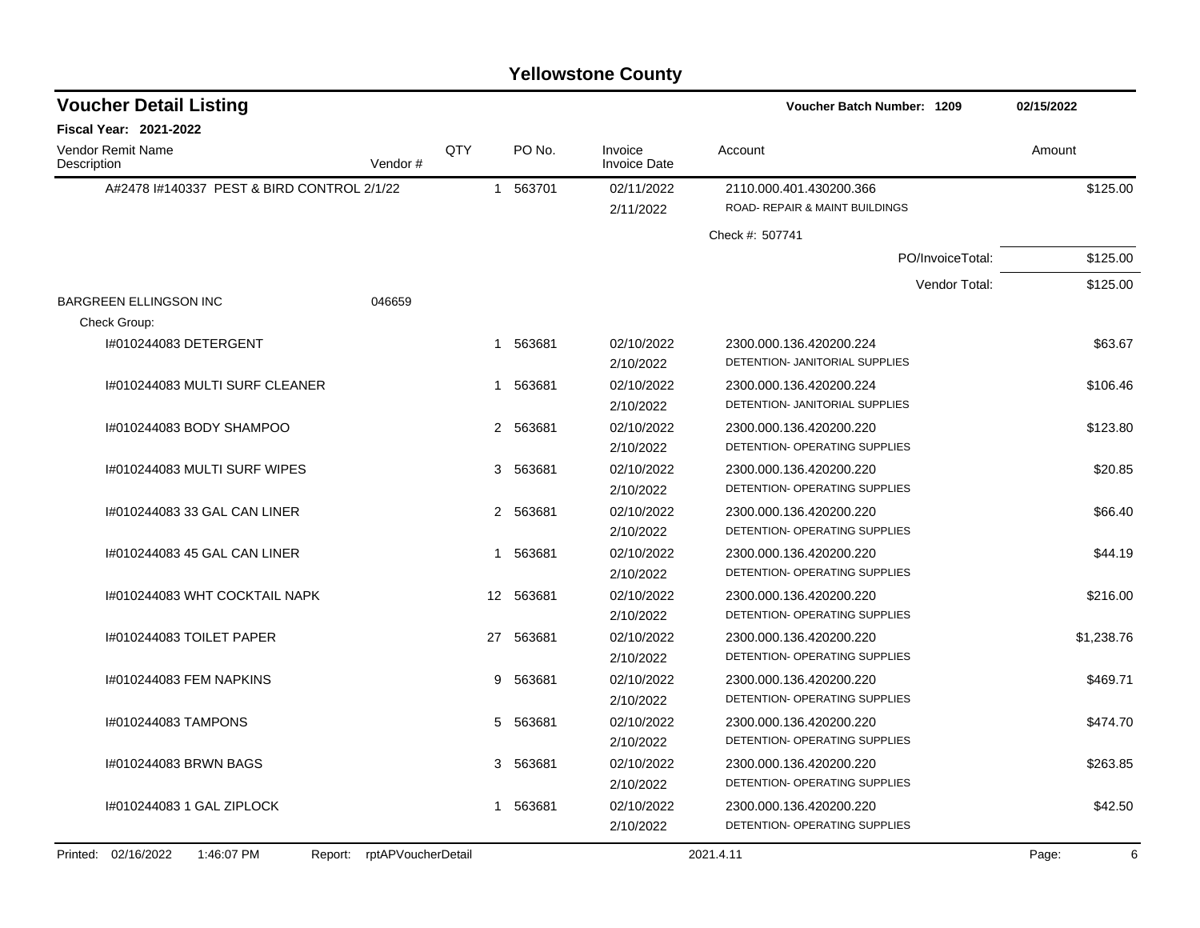# Yellowstone County

## Voucher Detail Listing

**Voucher Batch Number: 1209** 02/15/2022

**Fiscal Year: 2021-2022**

| Vendor Remit Name / Description | Vendor # | QTY | PO No. | Invoice / Invoice Date | Account | Amount |
|---|---|---|---|---|---|---|
| A#2478 I#140337 PEST & BIRD CONTROL 2/1/22 | | 1 | 563701 | 02/11/2022 / 2/11/2022 | 2110.000.401.430200.366 / ROAD- REPAIR & MAINT BUILDINGS | $125.00 |
| | | | | | Check #: 507741 | |
| | | | | | PO/InvoiceTotal: | $125.00 |
| | | | | | Vendor Total: | $125.00 |
| BARGREEN ELLINGSON INC | 046659 | | | | | |
| Check Group: | | | | | | |
| I#010244083 DETERGENT | | 1 | 563681 | 02/10/2022 / 2/10/2022 | 2300.000.136.420200.224 / DETENTION- JANITORIAL SUPPLIES | $63.67 |
| I#010244083 MULTI SURF CLEANER | | 1 | 563681 | 02/10/2022 / 2/10/2022 | 2300.000.136.420200.224 / DETENTION- JANITORIAL SUPPLIES | $106.46 |
| I#010244083 BODY SHAMPOO | | 2 | 563681 | 02/10/2022 / 2/10/2022 | 2300.000.136.420200.220 / DETENTION- OPERATING SUPPLIES | $123.80 |
| I#010244083 MULTI SURF WIPES | | 3 | 563681 | 02/10/2022 / 2/10/2022 | 2300.000.136.420200.220 / DETENTION- OPERATING SUPPLIES | $20.85 |
| I#010244083 33 GAL CAN LINER | | 2 | 563681 | 02/10/2022 / 2/10/2022 | 2300.000.136.420200.220 / DETENTION- OPERATING SUPPLIES | $66.40 |
| I#010244083 45 GAL CAN LINER | | 1 | 563681 | 02/10/2022 / 2/10/2022 | 2300.000.136.420200.220 / DETENTION- OPERATING SUPPLIES | $44.19 |
| I#010244083 WHT COCKTAIL NAPK | | 12 | 563681 | 02/10/2022 / 2/10/2022 | 2300.000.136.420200.220 / DETENTION- OPERATING SUPPLIES | $216.00 |
| I#010244083 TOILET PAPER | | 27 | 563681 | 02/10/2022 / 2/10/2022 | 2300.000.136.420200.220 / DETENTION- OPERATING SUPPLIES | $1,238.76 |
| I#010244083 FEM NAPKINS | | 9 | 563681 | 02/10/2022 / 2/10/2022 | 2300.000.136.420200.220 / DETENTION- OPERATING SUPPLIES | $469.71 |
| I#010244083 TAMPONS | | 5 | 563681 | 02/10/2022 / 2/10/2022 | 2300.000.136.420200.220 / DETENTION- OPERATING SUPPLIES | $474.70 |
| I#010244083 BRWN BAGS | | 3 | 563681 | 02/10/2022 / 2/10/2022 | 2300.000.136.420200.220 / DETENTION- OPERATING SUPPLIES | $263.85 |
| I#010244083 1 GAL ZIPLOCK | | 1 | 563681 | 02/10/2022 / 2/10/2022 | 2300.000.136.420200.220 / DETENTION- OPERATING SUPPLIES | $42.50 |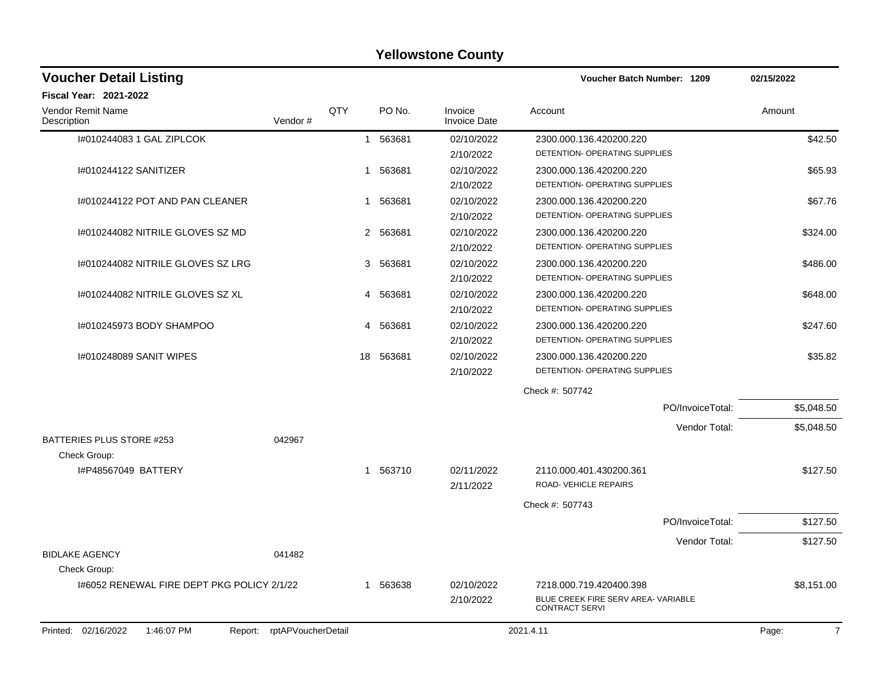# Yellowstone County

## Voucher Detail Listing

**Voucher Batch Number: 1209** 02/15/2022

**Fiscal Year: 2021-2022**

| Vendor Remit Name / Description | Vendor # | QTY | PO No. | Invoice / Invoice Date | Account | Amount |
|---|---|---|---|---|---|---|
| I#010244083 1 GAL ZIPLCOK | | 1 | 563681 | 02/10/2022<br>2/10/2022 | 2300.000.136.420200.220<br>DETENTION- OPERATING SUPPLIES | $42.50 |
| I#010244122 SANITIZER | | 1 | 563681 | 02/10/2022<br>2/10/2022 | 2300.000.136.420200.220<br>DETENTION- OPERATING SUPPLIES | $65.93 |
| I#010244122 POT AND PAN CLEANER | | 1 | 563681 | 02/10/2022<br>2/10/2022 | 2300.000.136.420200.220<br>DETENTION- OPERATING SUPPLIES | $67.76 |
| I#010244082 NITRILE GLOVES SZ MD | | 2 | 563681 | 02/10/2022<br>2/10/2022 | 2300.000.136.420200.220<br>DETENTION- OPERATING SUPPLIES | $324.00 |
| I#010244082 NITRILE GLOVES SZ LRG | | 3 | 563681 | 02/10/2022<br>2/10/2022 | 2300.000.136.420200.220<br>DETENTION- OPERATING SUPPLIES | $486.00 |
| I#010244082 NITRILE GLOVES SZ XL | | 4 | 563681 | 02/10/2022<br>2/10/2022 | 2300.000.136.420200.220<br>DETENTION- OPERATING SUPPLIES | $648.00 |
| I#010245973 BODY SHAMPOO | | 4 | 563681 | 02/10/2022<br>2/10/2022 | 2300.000.136.420200.220<br>DETENTION- OPERATING SUPPLIES | $247.60 |
| I#010248089 SANIT WIPES | | 18 | 563681 | 02/10/2022<br>2/10/2022 | 2300.000.136.420200.220<br>DETENTION- OPERATING SUPPLIES | $35.82 |
| | | | | | Check #: 507742 | |
| | | | | | PO/InvoiceTotal: | $5,048.50 |
| | | | | | Vendor Total: | $5,048.50 |
| BATTERIES PLUS STORE #253 | 042967 | | | | | |
| Check Group: | | | | | | |
| I#P48567049 BATTERY | | 1 | 563710 | 02/11/2022<br>2/11/2022 | 2110.000.401.430200.361<br>ROAD- VEHICLE REPAIRS | $127.50 |
| | | | | | Check #: 507743 | |
| | | | | | PO/InvoiceTotal: | $127.50 |
| | | | | | Vendor Total: | $127.50 |
| BIDLAKE AGENCY | 041482 | | | | | |
| Check Group: | | | | | | |
| I#6052 RENEWAL FIRE DEPT PKG POLICY 2/1/22 | | 1 | 563638 | 02/10/2022<br>2/10/2022 | 7218.000.719.420400.398<br>BLUE CREEK FIRE SERV AREA- VARIABLE CONTRACT SERVI | $8,151.00 |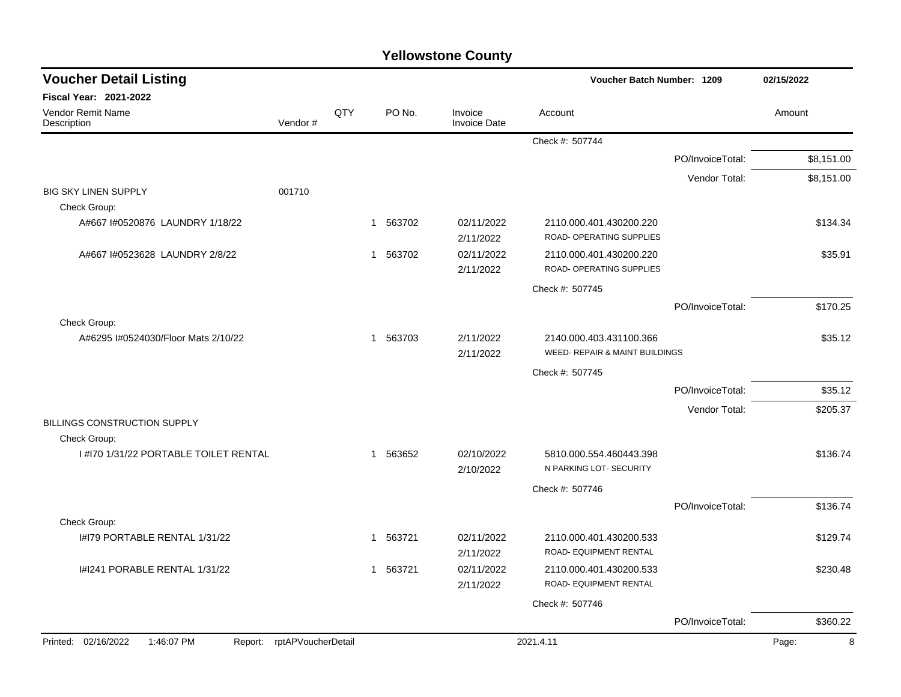# Yellowstone County

## Voucher Detail Listing

**Voucher Batch Number: 1209** — 02/15/2022

**Fiscal Year: 2021-2022**

| Vendor Remit Name / Description | Vendor # | QTY | PO No. | Invoice / Invoice Date | Account | Amount |
|---|---|---|---|---|---|---|
| | | | | | Check #: 507744 | |
| | | | | | PO/InvoiceTotal: | $8,151.00 |
| | | | | | Vendor Total: | $8,151.00 |
| BIG SKY LINEN SUPPLY | 001710 | | | | | |
| Check Group: | | | | | | |
| A#667 I#0520876 LAUNDRY 1/18/22 | | 1 | 563702 | 02/11/2022<br>2/11/2022 | 2110.000.401.430200.220<br>ROAD- OPERATING SUPPLIES | $134.34 |
| A#667 I#0523628 LAUNDRY 2/8/22 | | 1 | 563702 | 02/11/2022<br>2/11/2022 | 2110.000.401.430200.220<br>ROAD- OPERATING SUPPLIES | $35.91 |
| | | | | | Check #: 507745 | |
| | | | | | PO/InvoiceTotal: | $170.25 |
| Check Group: | | | | | | |
| A#6295 I#0524030/Floor Mats 2/10/22 | | 1 | 563703 | 2/11/2022<br>2/11/2022 | 2140.000.403.431100.366<br>WEED- REPAIR & MAINT BUILDINGS | $35.12 |
| | | | | | Check #: 507745 | |
| | | | | | PO/InvoiceTotal: | $35.12 |
| | | | | | Vendor Total: | $205.37 |
| BILLINGS CONSTRUCTION SUPPLY | | | | | | |
| Check Group: | | | | | | |
| I #I70 1/31/22 PORTABLE TOILET RENTAL | | 1 | 563652 | 02/10/2022<br>2/10/2022 | 5810.000.554.460443.398<br>N PARKING LOT- SECURITY | $136.74 |
| | | | | | Check #: 507746 | |
| | | | | | PO/InvoiceTotal: | $136.74 |
| Check Group: | | | | | | |
| I#I79 PORTABLE RENTAL 1/31/22 | | 1 | 563721 | 02/11/2022<br>2/11/2022 | 2110.000.401.430200.533<br>ROAD- EQUIPMENT RENTAL | $129.74 |
| I#I241 PORABLE RENTAL 1/31/22 | | 1 | 563721 | 02/11/2022<br>2/11/2022 | 2110.000.401.430200.533<br>ROAD- EQUIPMENT RENTAL | $230.48 |
| | | | | | Check #: 507746 | |
| | | | | | PO/InvoiceTotal: | $360.22 |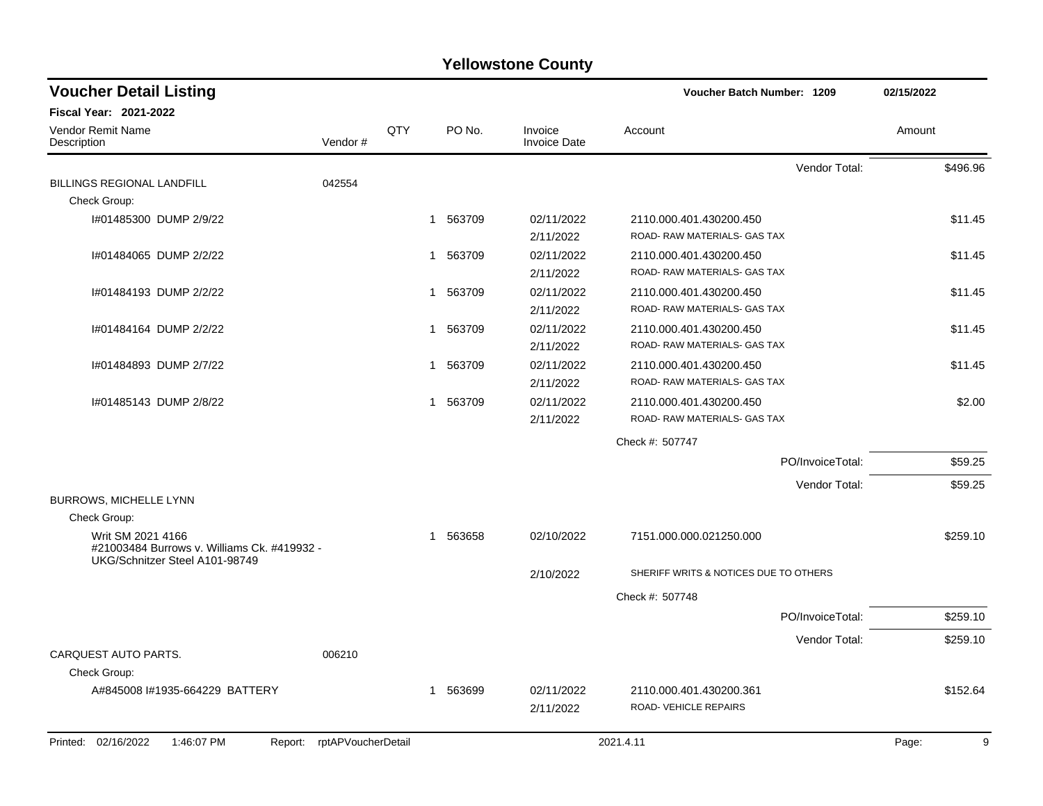# Yellowstone County

## Voucher Detail Listing

**Voucher Batch Number: 1209** 02/15/2022

**Fiscal Year: 2021-2022**

| Vendor Remit Name / Description | Vendor # | QTY | PO No. | Invoice / Invoice Date | Account | Amount |
|---|---|---|---|---|---|---|
| | | | | | Vendor Total: | $496.96 |
| BILLINGS REGIONAL LANDFILL | 042554 | | | | | |
| Check Group: | | | | | | |
| I#01485300 DUMP 2/9/22 | | 1 | 563709 | 02/11/2022<br>2/11/2022 | 2110.000.401.430200.450<br>ROAD- RAW MATERIALS- GAS TAX | $11.45 |
| I#01484065 DUMP 2/2/22 | | 1 | 563709 | 02/11/2022<br>2/11/2022 | 2110.000.401.430200.450<br>ROAD- RAW MATERIALS- GAS TAX | $11.45 |
| I#01484193 DUMP 2/2/22 | | 1 | 563709 | 02/11/2022<br>2/11/2022 | 2110.000.401.430200.450<br>ROAD- RAW MATERIALS- GAS TAX | $11.45 |
| I#01484164 DUMP 2/2/22 | | 1 | 563709 | 02/11/2022<br>2/11/2022 | 2110.000.401.430200.450<br>ROAD- RAW MATERIALS- GAS TAX | $11.45 |
| I#01484893 DUMP 2/7/22 | | 1 | 563709 | 02/11/2022<br>2/11/2022 | 2110.000.401.430200.450<br>ROAD- RAW MATERIALS- GAS TAX | $11.45 |
| I#01485143 DUMP 2/8/22 | | 1 | 563709 | 02/11/2022<br>2/11/2022 | 2110.000.401.430200.450<br>ROAD- RAW MATERIALS- GAS TAX | $2.00 |
| | | | | | Check #: 507747 | |
| | | | | | PO/InvoiceTotal: | $59.25 |
| | | | | | Vendor Total: | $59.25 |
| BURROWS, MICHELLE LYNN | | | | | | |
| Check Group: | | | | | | |
| Writ SM 2021 4166<br>#21003484 Burrows v. Williams Ck. #419932 - UKG/Schnitzer Steel A101-98749 | | 1 | 563658 | 02/10/2022<br>2/10/2022 | 7151.000.000.021250.000<br>SHERIFF WRITS & NOTICES DUE TO OTHERS | $259.10 |
| | | | | | Check #: 507748 | |
| | | | | | PO/InvoiceTotal: | $259.10 |
| | | | | | Vendor Total: | $259.10 |
| CARQUEST AUTO PARTS. | 006210 | | | | | |
| Check Group: | | | | | | |
| A#845008 I#1935-664229 BATTERY | | 1 | 563699 | 02/11/2022<br>2/11/2022 | 2110.000.401.430200.361<br>ROAD- VEHICLE REPAIRS | $152.64 |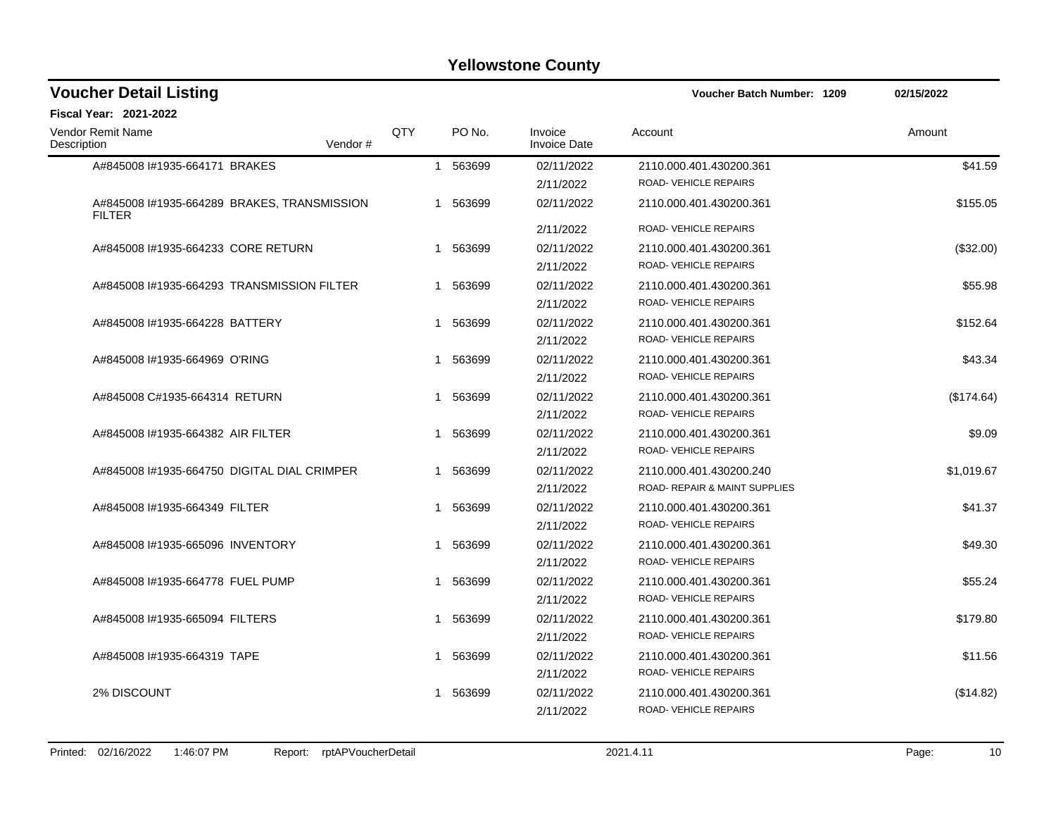# Yellowstone County

## Voucher Detail Listing

Voucher Batch Number: 1209 — 02/15/2022

**Fiscal Year: 2021-2022**

| Vendor Remit Name / Description | Vendor # | QTY | PO No. | Invoice / Invoice Date | Account | Amount |
|---|---|---|---|---|---|---|
| A#845008 I#1935-664171 BRAKES | | 1 | 563699 | 02/11/2022<br>2/11/2022 | 2110.000.401.430200.361<br>ROAD- VEHICLE REPAIRS | $41.59 |
| A#845008 I#1935-664289 BRAKES, TRANSMISSION FILTER | | 1 | 563699 | 02/11/2022<br>2/11/2022 | 2110.000.401.430200.361<br>ROAD- VEHICLE REPAIRS | $155.05 |
| A#845008 I#1935-664233 CORE RETURN | | 1 | 563699 | 02/11/2022<br>2/11/2022 | 2110.000.401.430200.361<br>ROAD- VEHICLE REPAIRS | ($32.00) |
| A#845008 I#1935-664293 TRANSMISSION FILTER | | 1 | 563699 | 02/11/2022<br>2/11/2022 | 2110.000.401.430200.361<br>ROAD- VEHICLE REPAIRS | $55.98 |
| A#845008 I#1935-664228 BATTERY | | 1 | 563699 | 02/11/2022<br>2/11/2022 | 2110.000.401.430200.361<br>ROAD- VEHICLE REPAIRS | $152.64 |
| A#845008 I#1935-664969 O'RING | | 1 | 563699 | 02/11/2022<br>2/11/2022 | 2110.000.401.430200.361<br>ROAD- VEHICLE REPAIRS | $43.34 |
| A#845008 C#1935-664314 RETURN | | 1 | 563699 | 02/11/2022<br>2/11/2022 | 2110.000.401.430200.361<br>ROAD- VEHICLE REPAIRS | ($174.64) |
| A#845008 I#1935-664382 AIR FILTER | | 1 | 563699 | 02/11/2022<br>2/11/2022 | 2110.000.401.430200.361<br>ROAD- VEHICLE REPAIRS | $9.09 |
| A#845008 I#1935-664750 DIGITAL DIAL CRIMPER | | 1 | 563699 | 02/11/2022<br>2/11/2022 | 2110.000.401.430200.240<br>ROAD- REPAIR & MAINT SUPPLIES | $1,019.67 |
| A#845008 I#1935-664349 FILTER | | 1 | 563699 | 02/11/2022<br>2/11/2022 | 2110.000.401.430200.361<br>ROAD- VEHICLE REPAIRS | $41.37 |
| A#845008 I#1935-665096 INVENTORY | | 1 | 563699 | 02/11/2022<br>2/11/2022 | 2110.000.401.430200.361<br>ROAD- VEHICLE REPAIRS | $49.30 |
| A#845008 I#1935-664778 FUEL PUMP | | 1 | 563699 | 02/11/2022<br>2/11/2022 | 2110.000.401.430200.361<br>ROAD- VEHICLE REPAIRS | $55.24 |
| A#845008 I#1935-665094 FILTERS | | 1 | 563699 | 02/11/2022<br>2/11/2022 | 2110.000.401.430200.361<br>ROAD- VEHICLE REPAIRS | $179.80 |
| A#845008 I#1935-664319 TAPE | | 1 | 563699 | 02/11/2022<br>2/11/2022 | 2110.000.401.430200.361<br>ROAD- VEHICLE REPAIRS | $11.56 |
| 2% DISCOUNT | | 1 | 563699 | 02/11/2022<br>2/11/2022 | 2110.000.401.430200.361<br>ROAD- VEHICLE REPAIRS | ($14.82) |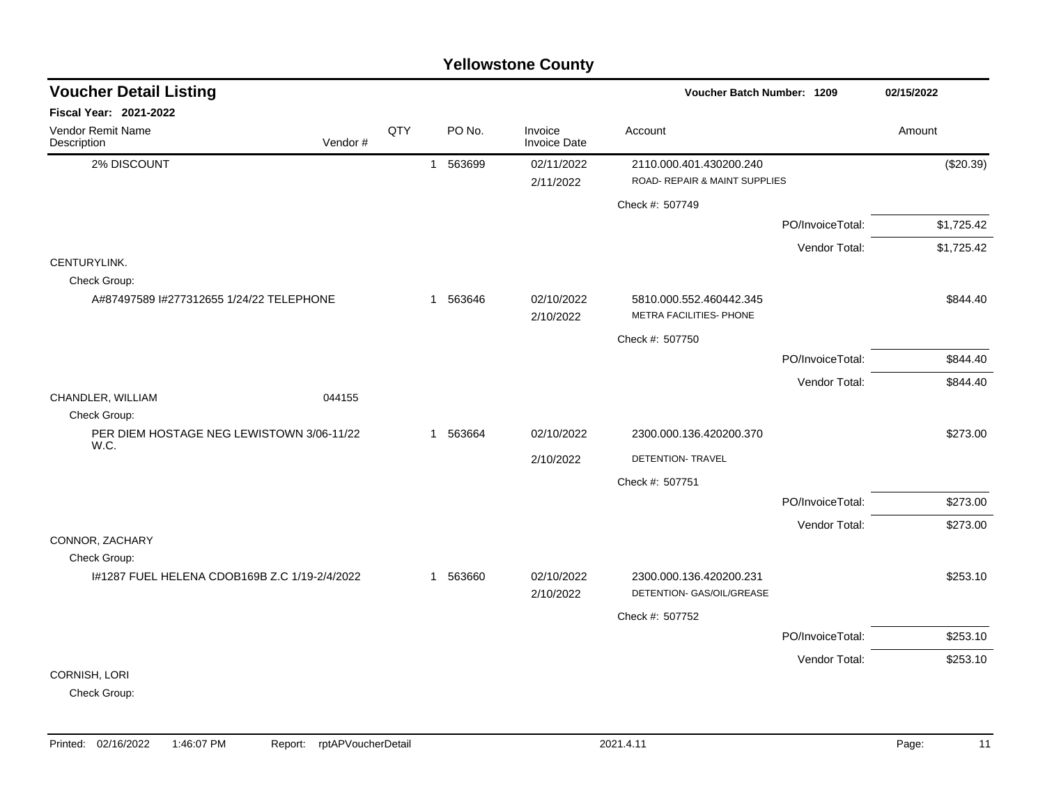# Yellowstone County

## Voucher Detail Listing

**Voucher Batch Number: 1209** 02/15/2022

**Fiscal Year: 2021-2022**

| Vendor Remit Name / Description | Vendor # | QTY | PO No. | Invoice / Invoice Date | Account | Amount |
|---|---|---|---|---|---|---|
| 2% DISCOUNT | | 1 | 563699 | 02/11/2022<br>2/11/2022 | 2110.000.401.430200.240<br>ROAD- REPAIR & MAINT SUPPLIES | ($20.39) |
| | | | | | Check #: 507749 | |
| | | | | | PO/InvoiceTotal: | $1,725.42 |
| | | | | | Vendor Total: | $1,725.42 |
| CENTURYLINK. | | | | | | |
| Check Group: | | | | | | |
| A#87497589 I#277312655 1/24/22 TELEPHONE | | 1 | 563646 | 02/10/2022<br>2/10/2022 | 5810.000.552.460442.345<br>METRA FACILITIES- PHONE | $844.40 |
| | | | | | Check #: 507750 | |
| | | | | | PO/InvoiceTotal: | $844.40 |
| | | | | | Vendor Total: | $844.40 |
| CHANDLER, WILLIAM | 044155 | | | | | |
| Check Group: | | | | | | |
| PER DIEM HOSTAGE NEG LEWISTOWN 3/06-11/22 W.C. | | 1 | 563664 | 02/10/2022<br>2/10/2022 | 2300.000.136.420200.370<br>DETENTION- TRAVEL | $273.00 |
| | | | | | Check #: 507751 | |
| | | | | | PO/InvoiceTotal: | $273.00 |
| | | | | | Vendor Total: | $273.00 |
| CONNOR, ZACHARY | | | | | | |
| Check Group: | | | | | | |
| I#1287 FUEL HELENA CDOB169B Z.C 1/19-2/4/2022 | | 1 | 563660 | 02/10/2022<br>2/10/2022 | 2300.000.136.420200.231<br>DETENTION- GAS/OIL/GREASE | $253.10 |
| | | | | | Check #: 507752 | |
| | | | | | PO/InvoiceTotal: | $253.10 |
| | | | | | Vendor Total: | $253.10 |
| CORNISH, LORI | | | | | | |
| Check Group: | | | | | | |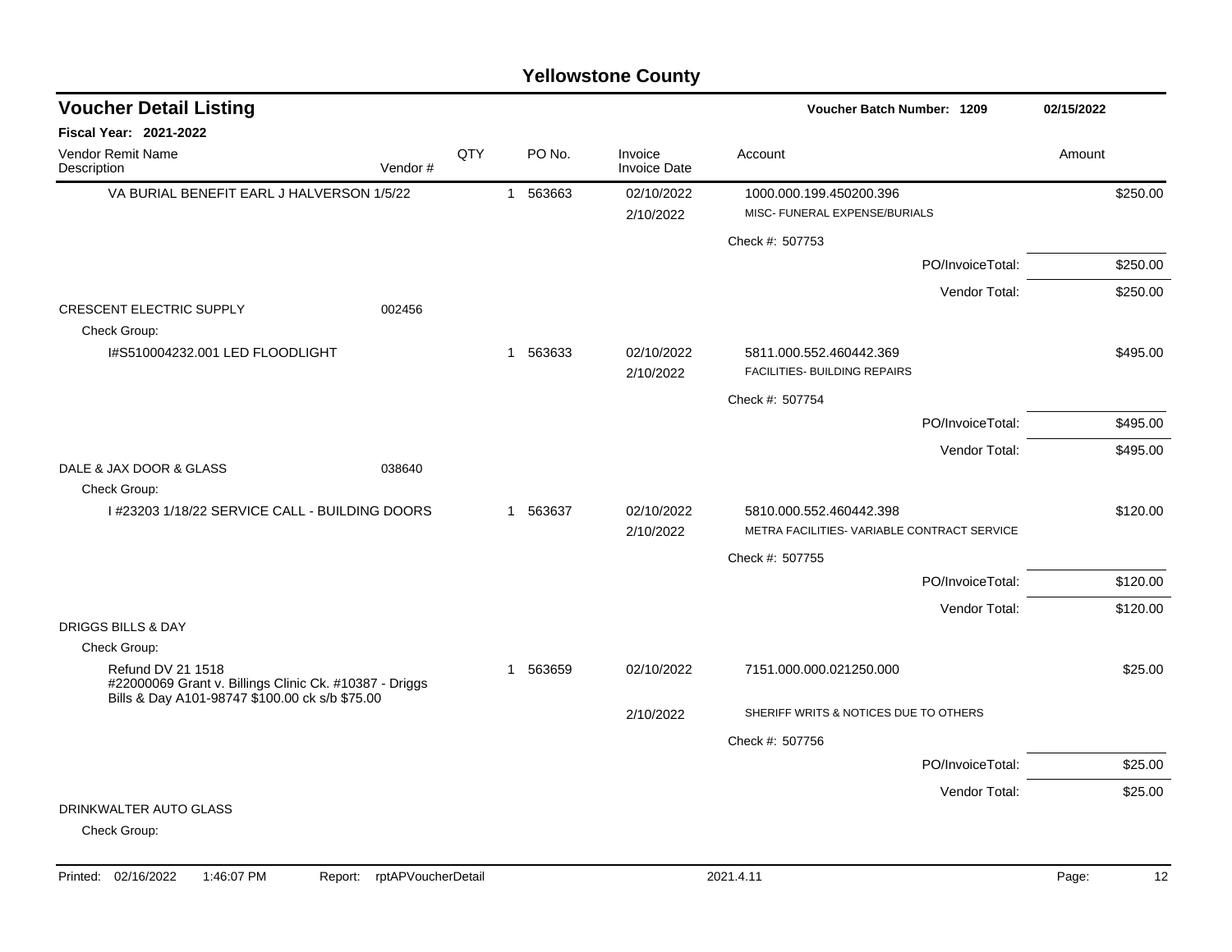# Yellowstone County

## Voucher Detail Listing

**Voucher Batch Number: 1209** 02/15/2022

**Fiscal Year: 2021-2022**

| Vendor Remit Name / Description | Vendor # | QTY | PO No. | Invoice / Invoice Date | Account | Amount |
|---|---|---|---|---|---|---|
| VA BURIAL BENEFIT EARL J HALVERSON 1/5/22 | | 1 | 563663 | 02/10/2022 | 1000.000.199.450200.396 | $250.00 |
| | | | | 2/10/2022 | MISC- FUNERAL EXPENSE/BURIALS | |
| | | | | | Check #: 507753 | |
| | | | | | PO/InvoiceTotal: | $250.00 |
| | | | | | Vendor Total: | $250.00 |
| CRESCENT ELECTRIC SUPPLY | 002456 | | | | | |
| Check Group: | | | | | | |
| I#S510004232.001 LED FLOODLIGHT | | 1 | 563633 | 02/10/2022 | 5811.000.552.460442.369 | $495.00 |
| | | | | 2/10/2022 | FACILITIES- BUILDING REPAIRS | |
| | | | | | Check #: 507754 | |
| | | | | | PO/InvoiceTotal: | $495.00 |
| | | | | | Vendor Total: | $495.00 |
| DALE & JAX DOOR & GLASS | 038640 | | | | | |
| Check Group: | | | | | | |
| I #23203 1/18/22 SERVICE CALL - BUILDING DOORS | | 1 | 563637 | 02/10/2022 | 5810.000.552.460442.398 | $120.00 |
| | | | | 2/10/2022 | METRA FACILITIES- VARIABLE CONTRACT SERVICE | |
| | | | | | Check #: 507755 | |
| | | | | | PO/InvoiceTotal: | $120.00 |
| | | | | | Vendor Total: | $120.00 |
| DRIGGS BILLS & DAY | | | | | | |
| Check Group: | | | | | | |
| Refund DV 21 1518 #22000069 Grant v. Billings Clinic Ck. #10387 - Driggs Bills & Day A101-98747 $100.00 ck s/b $75.00 | | 1 | 563659 | 02/10/2022 | 7151.000.000.021250.000 | $25.00 |
| | | | | 2/10/2022 | SHERIFF WRITS & NOTICES DUE TO OTHERS | |
| | | | | | Check #: 507756 | |
| | | | | | PO/InvoiceTotal: | $25.00 |
| | | | | | Vendor Total: | $25.00 |
| DRINKWALTER AUTO GLASS | | | | | | |
| Check Group: | | | | | | |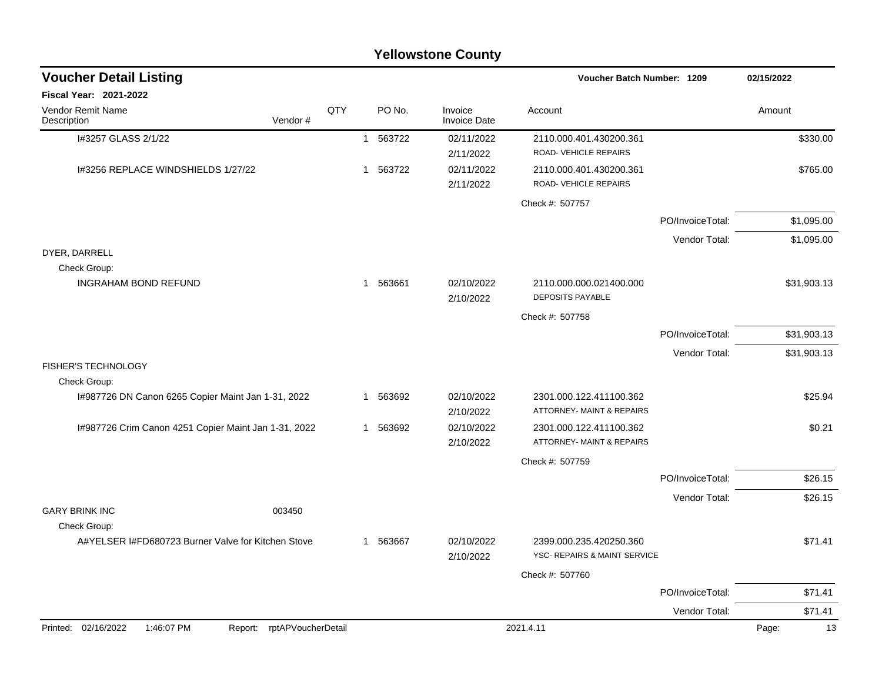# Yellowstone County

## Voucher Detail Listing

**Voucher Batch Number: 1209** 02/15/2022

**Fiscal Year: 2021-2022**

| Vendor Remit Name / Description | Vendor # | QTY | PO No. | Invoice / Invoice Date | Account | | Amount |
|---|---|---|---|---|---|---|---|
| I#3257 GLASS 2/1/22 | | 1 | 563722 | 02/11/2022<br>2/11/2022 | 2110.000.401.430200.361<br>ROAD- VEHICLE REPAIRS | | $330.00 |
| I#3256 REPLACE WINDSHIELDS 1/27/22 | | 1 | 563722 | 02/11/2022<br>2/11/2022 | 2110.000.401.430200.361<br>ROAD- VEHICLE REPAIRS | | $765.00 |
| | | | | | Check #: 507757 | | |
| | | | | | | PO/InvoiceTotal: | $1,095.00 |
| | | | | | | Vendor Total: | $1,095.00 |
| DYER, DARRELL | | | | | | | |
| Check Group: | | | | | | | |
| INGRAHAM BOND REFUND | | 1 | 563661 | 02/10/2022<br>2/10/2022 | 2110.000.000.021400.000<br>DEPOSITS PAYABLE | | $31,903.13 |
| | | | | | Check #: 507758 | | |
| | | | | | | PO/InvoiceTotal: | $31,903.13 |
| | | | | | | Vendor Total: | $31,903.13 |
| FISHER'S TECHNOLOGY | | | | | | | |
| Check Group: | | | | | | | |
| I#987726 DN Canon 6265 Copier Maint Jan 1-31, 2022 | | 1 | 563692 | 02/10/2022<br>2/10/2022 | 2301.000.122.411100.362<br>ATTORNEY- MAINT & REPAIRS | | $25.94 |
| I#987726 Crim Canon 4251 Copier Maint Jan 1-31, 2022 | | 1 | 563692 | 02/10/2022<br>2/10/2022 | 2301.000.122.411100.362<br>ATTORNEY- MAINT & REPAIRS | | $0.21 |
| | | | | | Check #: 507759 | | |
| | | | | | | PO/InvoiceTotal: | $26.15 |
| | | | | | | Vendor Total: | $26.15 |
| GARY BRINK INC | 003450 | | | | | | |
| Check Group: | | | | | | | |
| A#YELSER I#FD680723 Burner Valve for Kitchen Stove | | 1 | 563667 | 02/10/2022<br>2/10/2022 | 2399.000.235.420250.360<br>YSC- REPAIRS & MAINT SERVICE | | $71.41 |
| | | | | | Check #: 507760 | | |
| | | | | | | PO/InvoiceTotal: | $71.41 |
| | | | | | | Vendor Total: | $71.41 |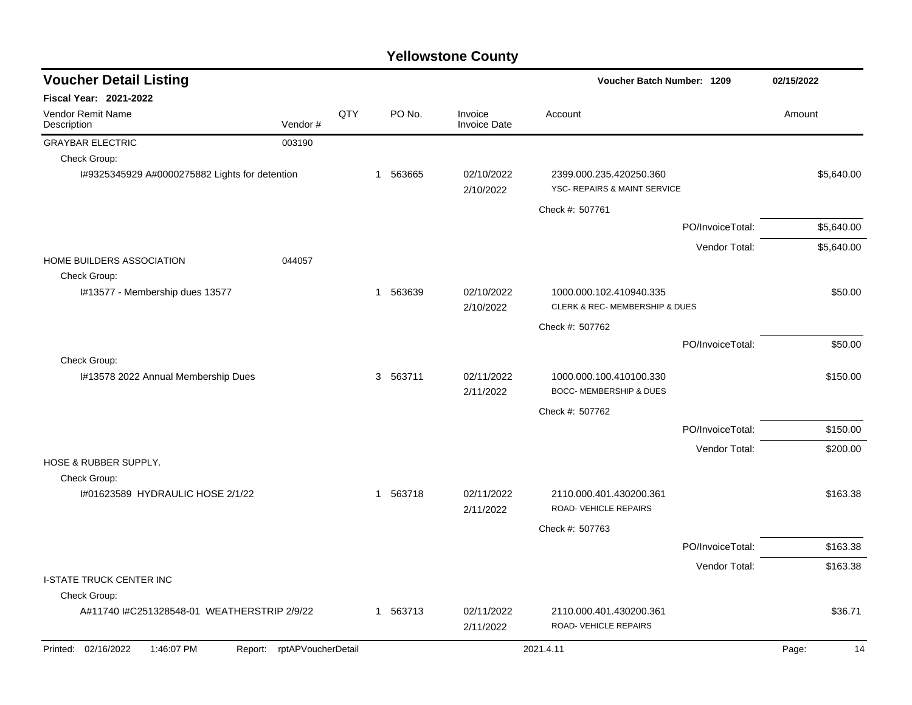# Yellowstone County

## Voucher Detail Listing

Voucher Batch Number: 1209 — 02/15/2022

**Fiscal Year: 2021-2022**

| Vendor Remit Name / Description | Vendor # | QTY | PO No. | Invoice / Invoice Date | Account | Amount |
|---|---|---|---|---|---|---|
| GRAYBAR ELECTRIC | 003190 | | | | | |
| Check Group: | | | | | | |
| I#9325345929 A#0000275882 Lights for detention | | 1 | 563665 | 02/10/2022<br>2/10/2022 | 2399.000.235.420250.360<br>YSC- REPAIRS & MAINT SERVICE | $5,640.00 |
| | | | | | Check #: 507761 | |
| | | | | | PO/InvoiceTotal: | $5,640.00 |
| | | | | | Vendor Total: | $5,640.00 |
| HOME BUILDERS ASSOCIATION | 044057 | | | | | |
| Check Group: | | | | | | |
| I#13577 - Membership dues 13577 | | 1 | 563639 | 02/10/2022<br>2/10/2022 | 1000.000.102.410940.335<br>CLERK & REC- MEMBERSHIP & DUES | $50.00 |
| | | | | | Check #: 507762 | |
| | | | | | PO/InvoiceTotal: | $50.00 |
| Check Group: | | | | | | |
| I#13578 2022 Annual Membership Dues | | 3 | 563711 | 02/11/2022<br>2/11/2022 | 1000.000.100.410100.330<br>BOCC- MEMBERSHIP & DUES | $150.00 |
| | | | | | Check #: 507762 | |
| | | | | | PO/InvoiceTotal: | $150.00 |
| | | | | | Vendor Total: | $200.00 |
| HOSE & RUBBER SUPPLY. | | | | | | |
| Check Group: | | | | | | |
| I#01623589 HYDRAULIC HOSE 2/1/22 | | 1 | 563718 | 02/11/2022<br>2/11/2022 | 2110.000.401.430200.361<br>ROAD- VEHICLE REPAIRS | $163.38 |
| | | | | | Check #: 507763 | |
| | | | | | PO/InvoiceTotal: | $163.38 |
| | | | | | Vendor Total: | $163.38 |
| I-STATE TRUCK CENTER INC | | | | | | |
| Check Group: | | | | | | |
| A#11740 I#C251328548-01 WEATHERSTRIP 2/9/22 | | 1 | 563713 | 02/11/2022<br>2/11/2022 | 2110.000.401.430200.361<br>ROAD- VEHICLE REPAIRS | $36.71 |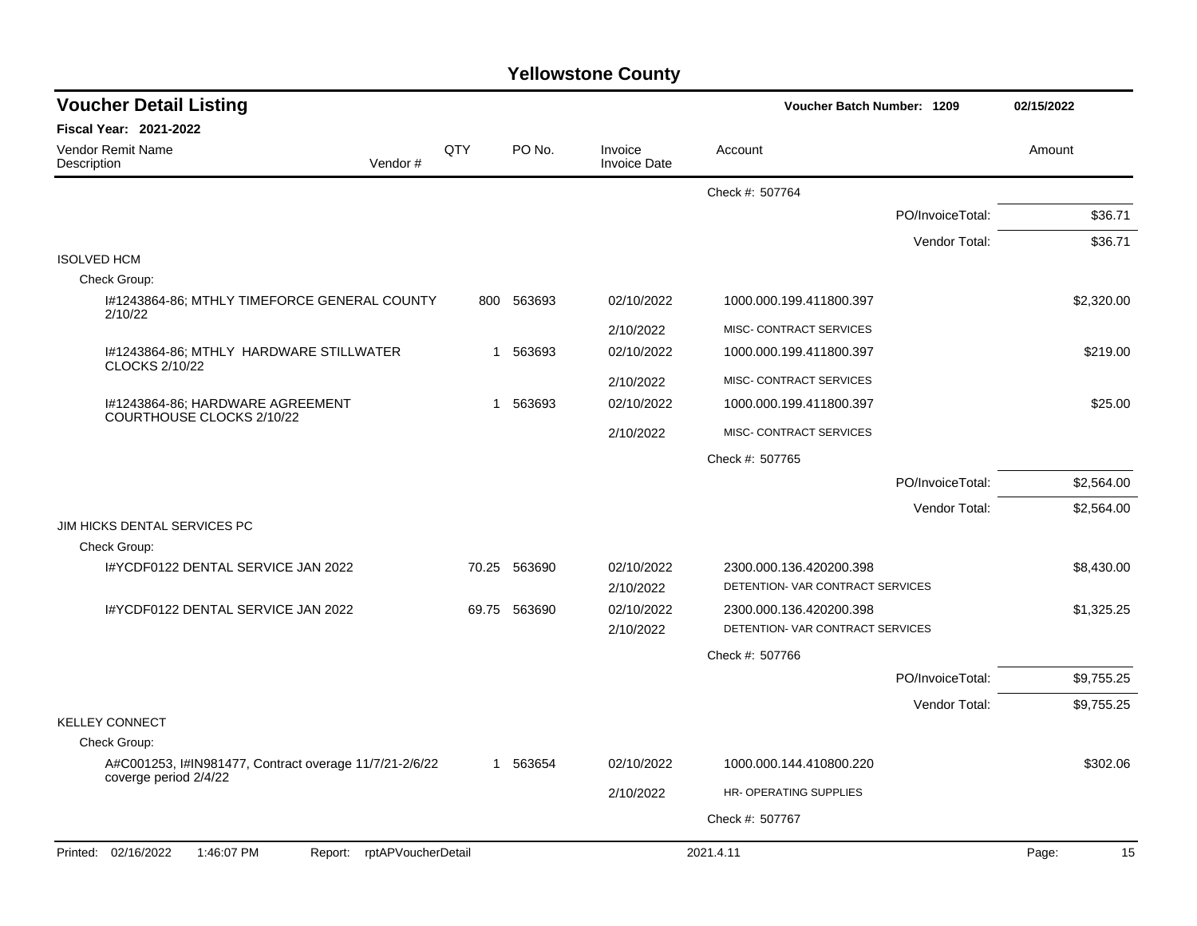# Yellowstone County

## Voucher Detail Listing

**Voucher Batch Number: 1209** — 02/15/2022

**Fiscal Year: 2021-2022**

| Vendor Remit Name / Description | Vendor # | QTY | PO No. | Invoice / Invoice Date | Account | Amount |
|---|---|---|---|---|---|---|
| | | | | | Check #: 507764 | |
| | | | | | PO/InvoiceTotal: | $36.71 |
| | | | | | Vendor Total: | $36.71 |
| **ISOLVED HCM** | | | | | | |
| Check Group: | | | | | | |
| I#1243864-86; MTHLY TIMEFORCE GENERAL COUNTY 2/10/22 | | 800 | 563693 | 02/10/2022 | 1000.000.199.411800.397 | $2,320.00 |
| | | | | 2/10/2022 | MISC- CONTRACT SERVICES | |
| I#1243864-86; MTHLY HARDWARE STILLWATER CLOCKS 2/10/22 | | 1 | 563693 | 02/10/2022 | 1000.000.199.411800.397 | $219.00 |
| | | | | 2/10/2022 | MISC- CONTRACT SERVICES | |
| I#1243864-86; HARDWARE AGREEMENT COURTHOUSE CLOCKS 2/10/22 | | 1 | 563693 | 02/10/2022 | 1000.000.199.411800.397 | $25.00 |
| | | | | 2/10/2022 | MISC- CONTRACT SERVICES | |
| | | | | | Check #: 507765 | |
| | | | | | PO/InvoiceTotal: | $2,564.00 |
| | | | | | Vendor Total: | $2,564.00 |
| **JIM HICKS DENTAL SERVICES PC** | | | | | | |
| Check Group: | | | | | | |
| I#YCDF0122 DENTAL SERVICE JAN 2022 | | 70.25 | 563690 | 02/10/2022 | 2300.000.136.420200.398 | $8,430.00 |
| | | | | 2/10/2022 | DETENTION- VAR CONTRACT SERVICES | |
| I#YCDF0122 DENTAL SERVICE JAN 2022 | | 69.75 | 563690 | 02/10/2022 | 2300.000.136.420200.398 | $1,325.25 |
| | | | | 2/10/2022 | DETENTION- VAR CONTRACT SERVICES | |
| | | | | | Check #: 507766 | |
| | | | | | PO/InvoiceTotal: | $9,755.25 |
| | | | | | Vendor Total: | $9,755.25 |
| **KELLEY CONNECT** | | | | | | |
| Check Group: | | | | | | |
| A#C001253, I#IN981477, Contract overage 11/7/21-2/6/22 coverge period 2/4/22 | | 1 | 563654 | 02/10/2022 | 1000.000.144.410800.220 | $302.06 |
| | | | | 2/10/2022 | HR- OPERATING SUPPLIES | |
| | | | | | Check #: 507767 | |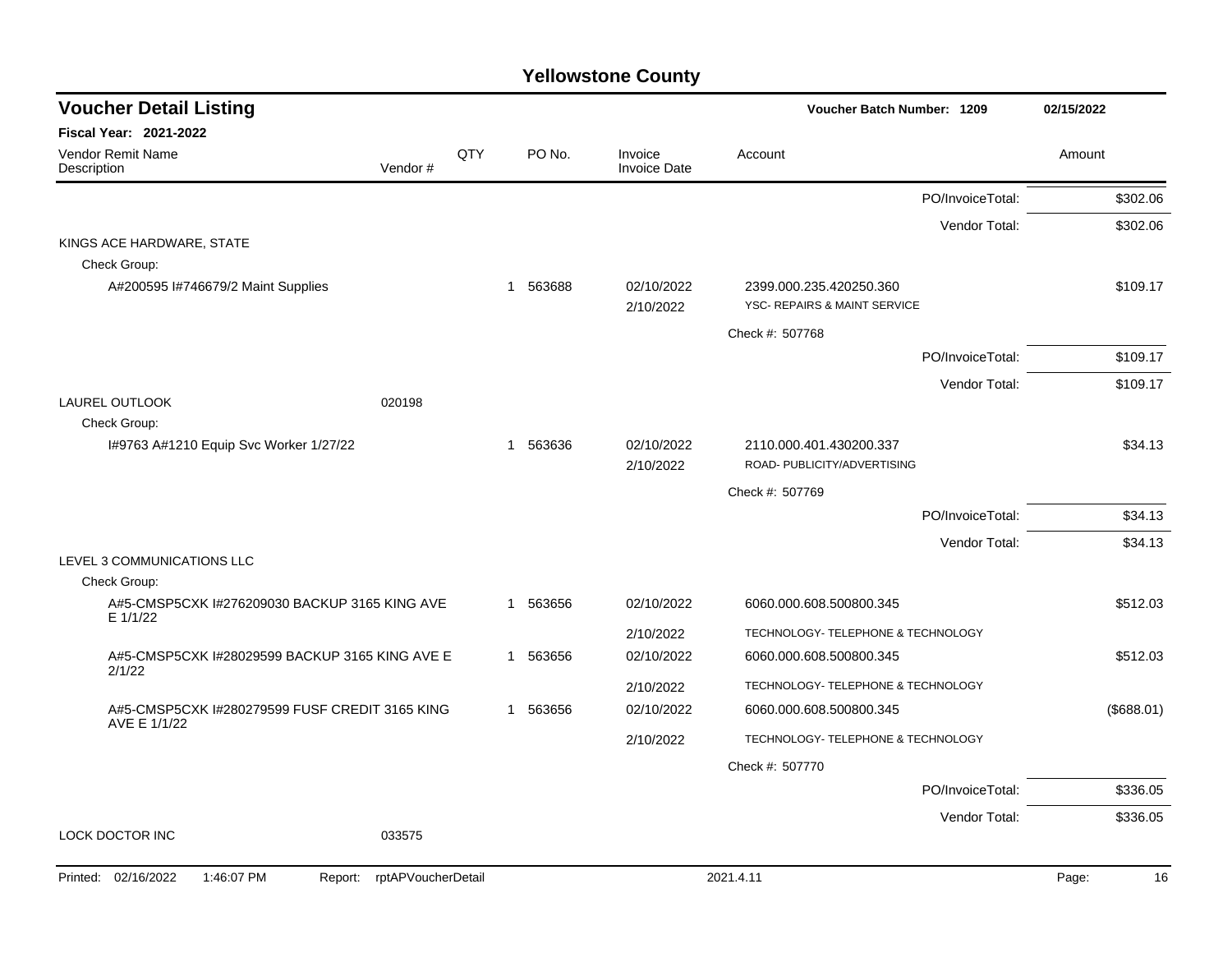# Yellowstone County

## Voucher Detail Listing

**Voucher Batch Number: 1209** — 02/15/2022

**Fiscal Year: 2021-2022**

| Vendor Remit Name / Description | Vendor # | QTY | PO No. | Invoice / Invoice Date | Account | Amount |
|---|---|---|---|---|---|---|
| | | | | | PO/InvoiceTotal: | $302.06 |
| | | | | | Vendor Total: | $302.06 |
| KINGS ACE HARDWARE, STATE | | | | | | |
| Check Group: | | | | | | |
| A#200595 I#746679/2 Maint Supplies | | 1 | 563688 | 02/10/2022<br>2/10/2022 | 2399.000.235.420250.360<br>YSC- REPAIRS & MAINT SERVICE | $109.17 |
| | | | | | Check #: 507768 | |
| | | | | | PO/InvoiceTotal: | $109.17 |
| | | | | | Vendor Total: | $109.17 |
| LAUREL OUTLOOK | 020198 | | | | | |
| Check Group: | | | | | | |
| I#9763 A#1210 Equip Svc Worker 1/27/22 | | 1 | 563636 | 02/10/2022<br>2/10/2022 | 2110.000.401.430200.337<br>ROAD- PUBLICITY/ADVERTISING | $34.13 |
| | | | | | Check #: 507769 | |
| | | | | | PO/InvoiceTotal: | $34.13 |
| | | | | | Vendor Total: | $34.13 |
| LEVEL 3 COMMUNICATIONS LLC | | | | | | |
| Check Group: | | | | | | |
| A#5-CMSP5CXK I#276209030 BACKUP 3165 KING AVE E 1/1/22 | | 1 | 563656 | 02/10/2022<br>2/10/2022 | 6060.000.608.500800.345<br>TECHNOLOGY- TELEPHONE & TECHNOLOGY | $512.03 |
| A#5-CMSP5CXK I#28029599 BACKUP 3165 KING AVE E 2/1/22 | | 1 | 563656 | 02/10/2022<br>2/10/2022 | 6060.000.608.500800.345<br>TECHNOLOGY- TELEPHONE & TECHNOLOGY | $512.03 |
| A#5-CMSP5CXK I#280279599 FUSF CREDIT 3165 KING AVE E 1/1/22 | | 1 | 563656 | 02/10/2022<br>2/10/2022 | 6060.000.608.500800.345<br>TECHNOLOGY- TELEPHONE & TECHNOLOGY | ($688.01) |
| | | | | | Check #: 507770 | |
| | | | | | PO/InvoiceTotal: | $336.05 |
| | | | | | Vendor Total: | $336.05 |
| LOCK DOCTOR INC | 033575 | | | | | |

Printed: 02/16/2022 1:46:07 PM Report: rptAPVoucherDetail 2021.4.11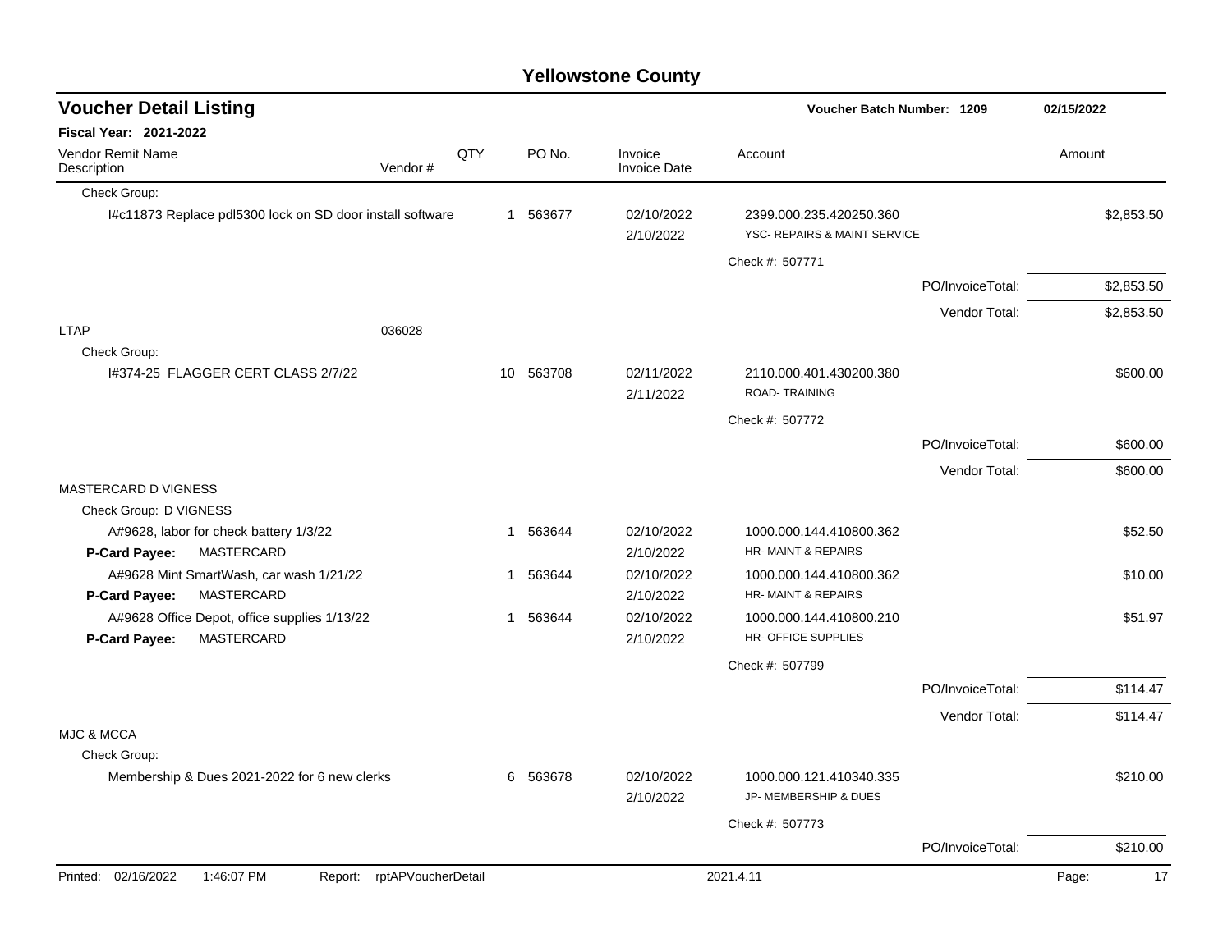# Yellowstone County

## Voucher Detail Listing

**Voucher Batch Number: 1209** — 02/15/2022

**Fiscal Year: 2021-2022**

| Vendor Remit Name / Description | Vendor # | QTY | PO No. | Invoice / Invoice Date | Account | | Amount |
|---|---|---|---|---|---|---|---|
| Check Group: | | | | | | | |
| I#c11873 Replace pdl5300 lock on SD door install software | | 1 | 563677 | 02/10/2022<br>2/10/2022 | 2399.000.235.420250.360<br>YSC- REPAIRS & MAINT SERVICE | | $2,853.50 |
| | | | | | Check #: 507771 | | |
| | | | | | | PO/InvoiceTotal: | $2,853.50 |
| | | | | | | Vendor Total: | $2,853.50 |
| LTAP | 036028 | | | | | | |
| Check Group: | | | | | | | |
| I#374-25 FLAGGER CERT CLASS 2/7/22 | | 10 | 563708 | 02/11/2022<br>2/11/2022 | 2110.000.401.430200.380<br>ROAD- TRAINING | | $600.00 |
| | | | | | Check #: 507772 | | |
| | | | | | | PO/InvoiceTotal: | $600.00 |
| | | | | | | Vendor Total: | $600.00 |
| MASTERCARD D VIGNESS | | | | | | | |
| Check Group: D VIGNESS | | | | | | | |
| A#9628, labor for check battery 1/3/22<br>**P-Card Payee:** MASTERCARD | | 1 | 563644 | 02/10/2022<br>2/10/2022 | 1000.000.144.410800.362<br>HR- MAINT & REPAIRS | | $52.50 |
| A#9628 Mint SmartWash, car wash 1/21/22<br>**P-Card Payee:** MASTERCARD | | 1 | 563644 | 02/10/2022<br>2/10/2022 | 1000.000.144.410800.362<br>HR- MAINT & REPAIRS | | $10.00 |
| A#9628 Office Depot, office supplies 1/13/22<br>**P-Card Payee:** MASTERCARD | | 1 | 563644 | 02/10/2022<br>2/10/2022 | 1000.000.144.410800.210<br>HR- OFFICE SUPPLIES | | $51.97 |
| | | | | | Check #: 507799 | | |
| | | | | | | PO/InvoiceTotal: | $114.47 |
| | | | | | | Vendor Total: | $114.47 |
| MJC & MCCA | | | | | | | |
| Check Group: | | | | | | | |
| Membership & Dues 2021-2022 for 6 new clerks | | 6 | 563678 | 02/10/2022<br>2/10/2022 | 1000.000.121.410340.335<br>JP- MEMBERSHIP & DUES | | $210.00 |
| | | | | | Check #: 507773 | | |
| | | | | | | PO/InvoiceTotal: | $210.00 |

Printed: 02/16/2022 1:46:07 PM Report: rptAPVoucherDetail 2021.4.11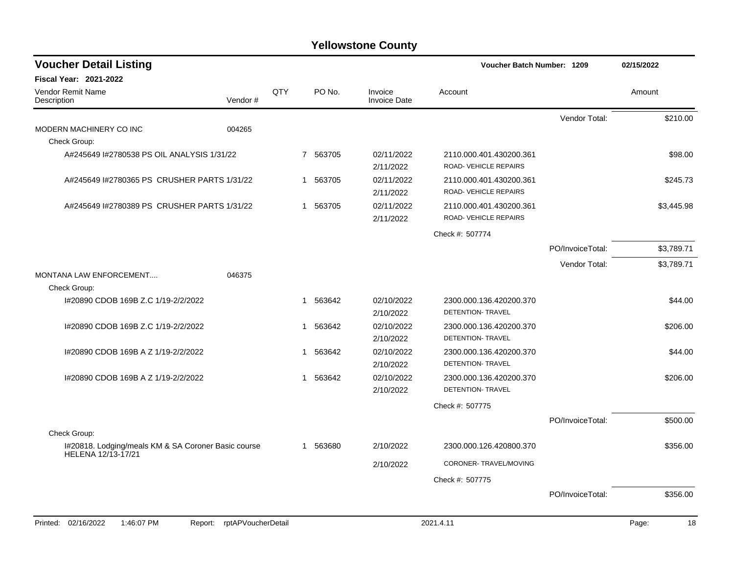# Yellowstone County

## Voucher Detail Listing

**Voucher Batch Number: 1209** — 02/15/2022

**Fiscal Year: 2021-2022**

| Vendor Remit Name / Description | Vendor # | QTY | PO No. | Invoice / Invoice Date | Account | | Amount |
|---|---|---|---|---|---|---|---|
| | | | | | | Vendor Total: | $210.00 |
| MODERN MACHINERY CO INC | 004265 | | | | | | |
| Check Group: | | | | | | | |
| A#245649 I#2780538 PS OIL ANALYSIS 1/31/22 | | 7 | 563705 | 02/11/2022 / 2/11/2022 | 2110.000.401.430200.361 ROAD- VEHICLE REPAIRS | | $98.00 |
| A#245649 I#2780365 PS CRUSHER PARTS 1/31/22 | | 1 | 563705 | 02/11/2022 / 2/11/2022 | 2110.000.401.430200.361 ROAD- VEHICLE REPAIRS | | $245.73 |
| A#245649 I#2780389 PS CRUSHER PARTS 1/31/22 | | 1 | 563705 | 02/11/2022 / 2/11/2022 | 2110.000.401.430200.361 ROAD- VEHICLE REPAIRS | | $3,445.98 |
| | | | | | Check #: 507774 | | |
| | | | | | | PO/InvoiceTotal: | $3,789.71 |
| | | | | | | Vendor Total: | $3,789.71 |
| MONTANA LAW ENFORCEMENT.... | 046375 | | | | | | |
| Check Group: | | | | | | | |
| I#20890 CDOB 169B Z.C 1/19-2/2/2022 | | 1 | 563642 | 02/10/2022 / 2/10/2022 | 2300.000.136.420200.370 DETENTION- TRAVEL | | $44.00 |
| I#20890 CDOB 169B Z.C 1/19-2/2/2022 | | 1 | 563642 | 02/10/2022 / 2/10/2022 | 2300.000.136.420200.370 DETENTION- TRAVEL | | $206.00 |
| I#20890 CDOB 169B A Z 1/19-2/2/2022 | | 1 | 563642 | 02/10/2022 / 2/10/2022 | 2300.000.136.420200.370 DETENTION- TRAVEL | | $44.00 |
| I#20890 CDOB 169B A Z 1/19-2/2/2022 | | 1 | 563642 | 02/10/2022 / 2/10/2022 | 2300.000.136.420200.370 DETENTION- TRAVEL | | $206.00 |
| | | | | | Check #: 507775 | | |
| | | | | | | PO/InvoiceTotal: | $500.00 |
| Check Group: | | | | | | | |
| I#20818. Lodging/meals KM & SA Coroner Basic course HELENA 12/13-17/21 | | 1 | 563680 | 2/10/2022 / 2/10/2022 | 2300.000.126.420800.370 CORONER- TRAVEL/MOVING | | $356.00 |
| | | | | | Check #: 507775 | | |
| | | | | | | PO/InvoiceTotal: | $356.00 |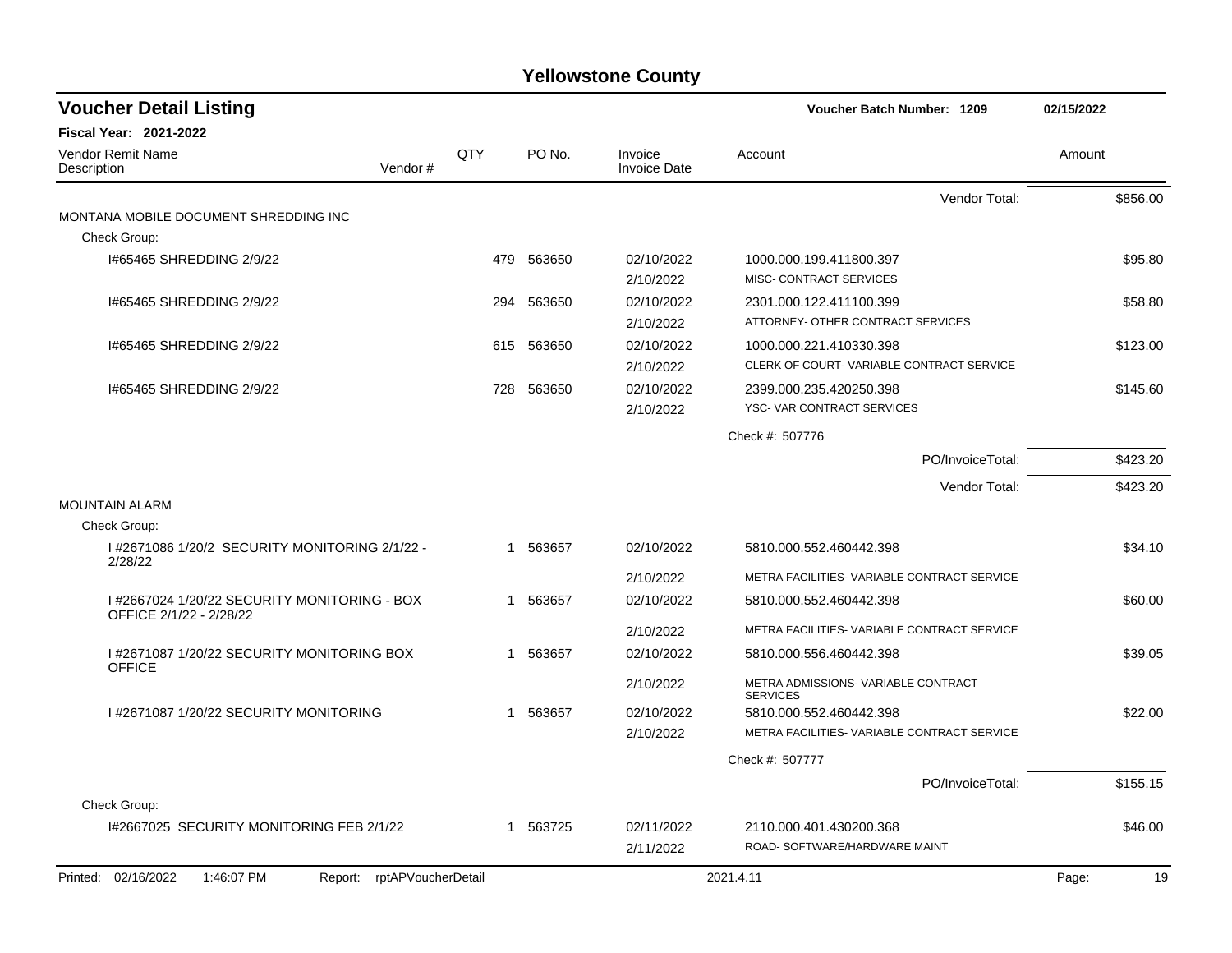# Yellowstone County

## Voucher Detail Listing

Voucher Batch Number: 1209 — 02/15/2022

**Fiscal Year: 2021-2022**

| Vendor Remit Name / Description | Vendor # | QTY | PO No. | Invoice / Invoice Date | Account | Amount |
|---|---|---|---|---|---|---|
| | | | | | Vendor Total: | $856.00 |
| MONTANA MOBILE DOCUMENT SHREDDING INC | | | | | | |
| Check Group: | | | | | | |
| I#65465 SHREDDING 2/9/22 | | 479 | 563650 | 02/10/2022 / 2/10/2022 | 1000.000.199.411800.397 MISC- CONTRACT SERVICES | $95.80 |
| I#65465 SHREDDING 2/9/22 | | 294 | 563650 | 02/10/2022 / 2/10/2022 | 2301.000.122.411100.399 ATTORNEY- OTHER CONTRACT SERVICES | $58.80 |
| I#65465 SHREDDING 2/9/22 | | 615 | 563650 | 02/10/2022 / 2/10/2022 | 1000.000.221.410330.398 CLERK OF COURT- VARIABLE CONTRACT SERVICE | $123.00 |
| I#65465 SHREDDING 2/9/22 | | 728 | 563650 | 02/10/2022 / 2/10/2022 | 2399.000.235.420250.398 YSC- VAR CONTRACT SERVICES | $145.60 |
| | | | | | Check #: 507776 | |
| | | | | | PO/InvoiceTotal: | $423.20 |
| | | | | | Vendor Total: | $423.20 |
| MOUNTAIN ALARM | | | | | | |
| Check Group: | | | | | | |
| I #2671086 1/20/2 SECURITY MONITORING 2/1/22 - 2/28/22 | | 1 | 563657 | 02/10/2022 / 2/10/2022 | 5810.000.552.460442.398 METRA FACILITIES- VARIABLE CONTRACT SERVICE | $34.10 |
| I #2667024 1/20/22 SECURITY MONITORING - BOX OFFICE 2/1/22 - 2/28/22 | | 1 | 563657 | 02/10/2022 / 2/10/2022 | 5810.000.552.460442.398 METRA FACILITIES- VARIABLE CONTRACT SERVICE | $60.00 |
| I #2671087 1/20/22 SECURITY MONITORING BOX OFFICE | | 1 | 563657 | 02/10/2022 / 2/10/2022 | 5810.000.556.460442.398 METRA ADMISSIONS- VARIABLE CONTRACT SERVICES | $39.05 |
| I #2671087 1/20/22 SECURITY MONITORING | | 1 | 563657 | 02/10/2022 / 2/10/2022 | 5810.000.552.460442.398 METRA FACILITIES- VARIABLE CONTRACT SERVICE | $22.00 |
| | | | | | Check #: 507777 | |
| | | | | | PO/InvoiceTotal: | $155.15 |
| Check Group: | | | | | | |
| I#2667025 SECURITY MONITORING FEB 2/1/22 | | 1 | 563725 | 02/11/2022 / 2/11/2022 | 2110.000.401.430200.368 ROAD- SOFTWARE/HARDWARE MAINT | $46.00 |

Printed: 02/16/2022 1:46:07 PM Report: rptAPVoucherDetail 2021.4.11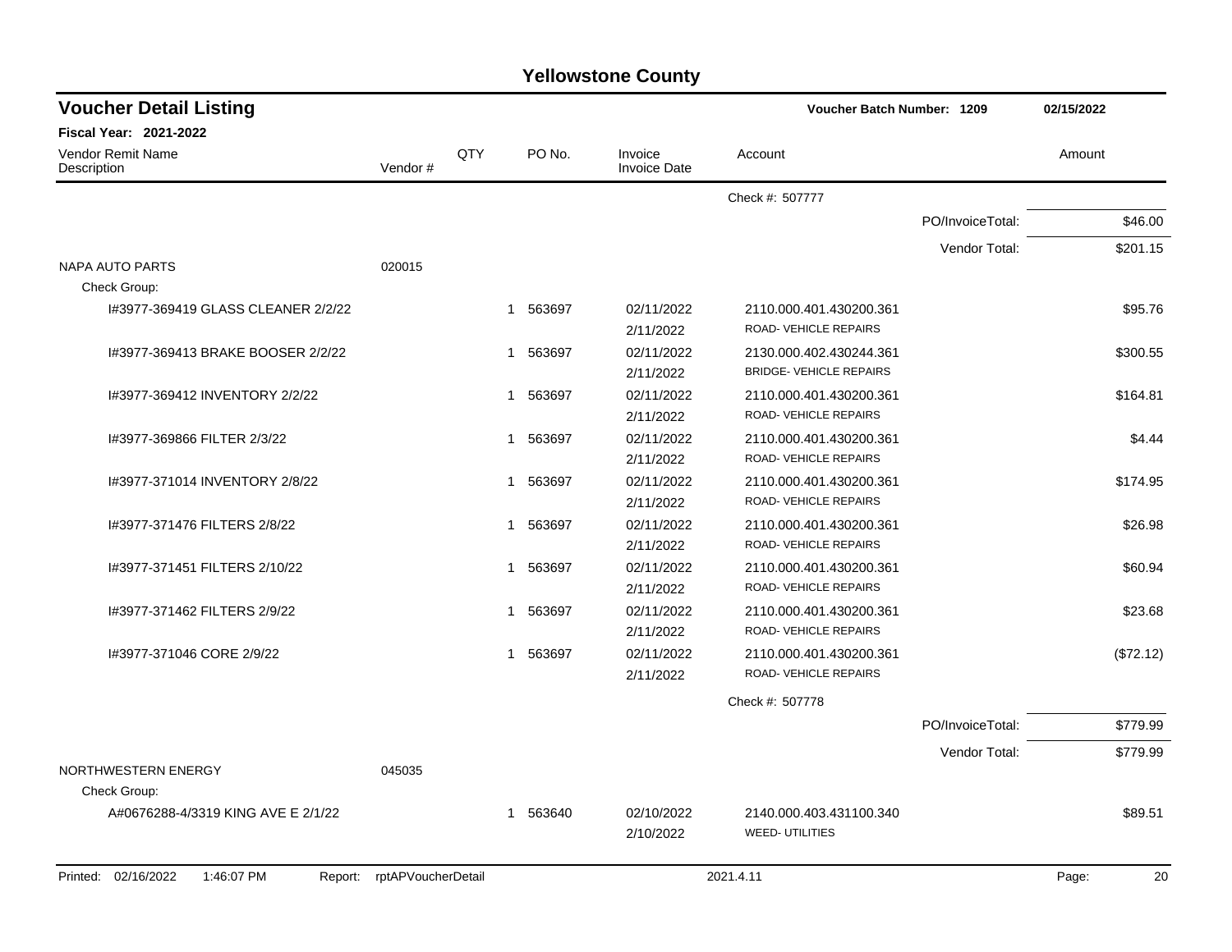# Yellowstone County

## Voucher Detail Listing

**Voucher Batch Number: 1209** | 02/15/2022

**Fiscal Year: 2021-2022**

| Vendor Remit Name / Description | Vendor # | QTY | PO No. | Invoice / Invoice Date | Account | Amount |
|---|---|---|---|---|---|---|
| | | | | | Check #: 507777 | |
| | | | | | PO/InvoiceTotal: | $46.00 |
| | | | | | Vendor Total: | $201.15 |
| NAPA AUTO PARTS | 020015 | | | | | |
| Check Group: | | | | | | |
| I#3977-369419 GLASS CLEANER 2/2/22 | | 1 | 563697 | 02/11/2022 2/11/2022 | 2110.000.401.430200.361 ROAD- VEHICLE REPAIRS | $95.76 |
| I#3977-369413 BRAKE BOOSER 2/2/22 | | 1 | 563697 | 02/11/2022 2/11/2022 | 2130.000.402.430244.361 BRIDGE- VEHICLE REPAIRS | $300.55 |
| I#3977-369412 INVENTORY 2/2/22 | | 1 | 563697 | 02/11/2022 2/11/2022 | 2110.000.401.430200.361 ROAD- VEHICLE REPAIRS | $164.81 |
| I#3977-369866 FILTER 2/3/22 | | 1 | 563697 | 02/11/2022 2/11/2022 | 2110.000.401.430200.361 ROAD- VEHICLE REPAIRS | $4.44 |
| I#3977-371014 INVENTORY 2/8/22 | | 1 | 563697 | 02/11/2022 2/11/2022 | 2110.000.401.430200.361 ROAD- VEHICLE REPAIRS | $174.95 |
| I#3977-371476 FILTERS 2/8/22 | | 1 | 563697 | 02/11/2022 2/11/2022 | 2110.000.401.430200.361 ROAD- VEHICLE REPAIRS | $26.98 |
| I#3977-371451 FILTERS 2/10/22 | | 1 | 563697 | 02/11/2022 2/11/2022 | 2110.000.401.430200.361 ROAD- VEHICLE REPAIRS | $60.94 |
| I#3977-371462 FILTERS 2/9/22 | | 1 | 563697 | 02/11/2022 2/11/2022 | 2110.000.401.430200.361 ROAD- VEHICLE REPAIRS | $23.68 |
| I#3977-371046 CORE 2/9/22 | | 1 | 563697 | 02/11/2022 2/11/2022 | 2110.000.401.430200.361 ROAD- VEHICLE REPAIRS | ($72.12) |
| | | | | | Check #: 507778 | |
| | | | | | PO/InvoiceTotal: | $779.99 |
| | | | | | Vendor Total: | $779.99 |
| NORTHWESTERN ENERGY | 045035 | | | | | |
| Check Group: | | | | | | |
| A#0676288-4/3319 KING AVE E 2/1/22 | | 1 | 563640 | 02/10/2022 2/10/2022 | 2140.000.403.431100.340 WEED- UTILITIES | $89.51 |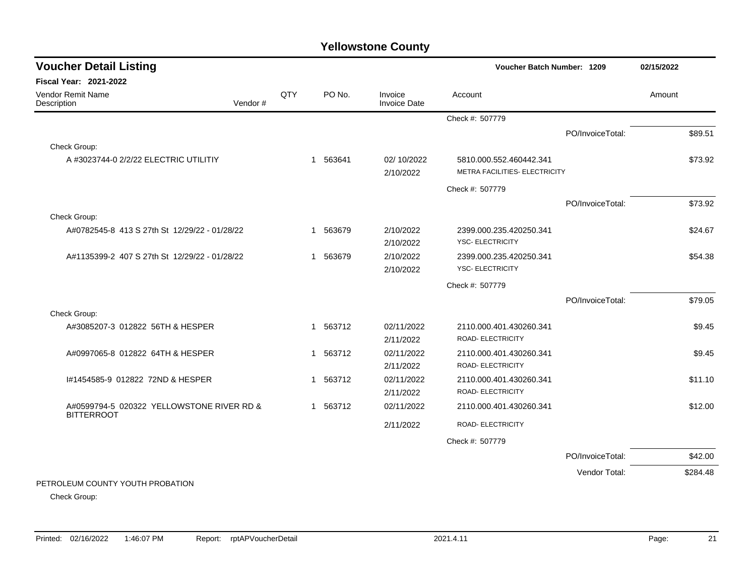# Yellowstone County

## Voucher Detail Listing

**Voucher Batch Number: 1209** — 02/15/2022

**Fiscal Year: 2021-2022**

| Vendor Remit Name / Description | Vendor # | QTY | PO No. | Invoice / Invoice Date | Account | Amount |
|---|---|---|---|---|---|---|
| | | | | | Check #: 507779 | |
| | | | | | PO/InvoiceTotal: | $89.51 |
| Check Group: | | | | | | |
| A #3023744-0 2/2/22 ELECTRIC UTILITIY | | 1 | 563641 | 02/ 10/2022 / 2/10/2022 | 5810.000.552.460442.341 METRA FACILITIES- ELECTRICITY | $73.92 |
| | | | | | Check #: 507779 | |
| | | | | | PO/InvoiceTotal: | $73.92 |
| Check Group: | | | | | | |
| A#0782545-8 413 S 27th St 12/29/22 - 01/28/22 | | 1 | 563679 | 2/10/2022 / 2/10/2022 | 2399.000.235.420250.341 YSC- ELECTRICITY | $24.67 |
| A#1135399-2 407 S 27th St 12/29/22 - 01/28/22 | | 1 | 563679 | 2/10/2022 / 2/10/2022 | 2399.000.235.420250.341 YSC- ELECTRICITY | $54.38 |
| | | | | | Check #: 507779 | |
| | | | | | PO/InvoiceTotal: | $79.05 |
| Check Group: | | | | | | |
| A#3085207-3 012822 56TH & HESPER | | 1 | 563712 | 02/11/2022 / 2/11/2022 | 2110.000.401.430260.341 ROAD- ELECTRICITY | $9.45 |
| A#0997065-8 012822 64TH & HESPER | | 1 | 563712 | 02/11/2022 / 2/11/2022 | 2110.000.401.430260.341 ROAD- ELECTRICITY | $9.45 |
| I#1454585-9 012822 72ND & HESPER | | 1 | 563712 | 02/11/2022 / 2/11/2022 | 2110.000.401.430260.341 ROAD- ELECTRICITY | $11.10 |
| A#0599794-5 020322 YELLOWSTONE RIVER RD & BITTERROOT | | 1 | 563712 | 02/11/2022 / 2/11/2022 | 2110.000.401.430260.341 ROAD- ELECTRICITY | $12.00 |
| | | | | | Check #: 507779 | |
| | | | | | PO/InvoiceTotal: | $42.00 |
| | | | | | Vendor Total: | $284.48 |

PETROLEUM COUNTY YOUTH PROBATION

Check Group: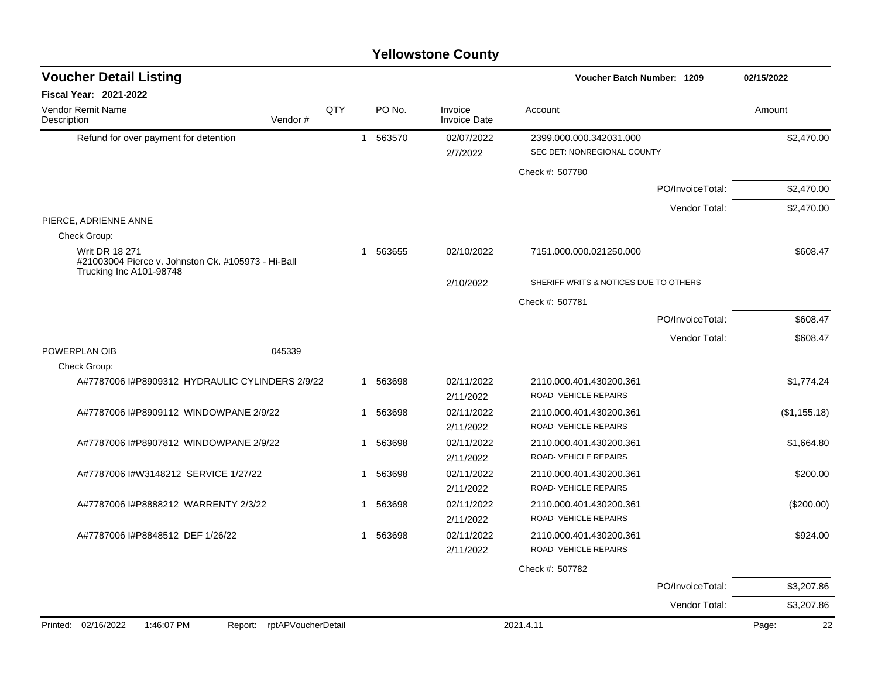# Yellowstone County

## Voucher Detail Listing

**Voucher Batch Number: 1209** 02/15/2022

**Fiscal Year: 2021-2022**

| Vendor Remit Name / Description | Vendor # | QTY | PO No. | Invoice / Invoice Date | Account | Amount |
|---|---|---|---|---|---|---|
| Refund for over payment for detention | | 1 | 563570 | 02/07/2022 / 2/7/2022 | 2399.000.000.342031.000 SEC DET: NONREGIONAL COUNTY | $2,470.00 |
| | | | | | Check #: 507780 | |
| | | | | | PO/InvoiceTotal: | $2,470.00 |
| | | | | | Vendor Total: | $2,470.00 |
| **PIERCE, ADRIENNE ANNE** | | | | | | |
| Check Group: | | | | | | |
| Writ DR 18 271 #21003004 Pierce v. Johnston Ck. #105973 - Hi-Ball Trucking Inc A101-98748 | | 1 | 563655 | 02/10/2022 / 2/10/2022 | 7151.000.000.021250.000 SHERIFF WRITS & NOTICES DUE TO OTHERS | $608.47 |
| | | | | | Check #: 507781 | |
| | | | | | PO/InvoiceTotal: | $608.47 |
| | | | | | Vendor Total: | $608.47 |
| **POWERPLAN OIB** | 045339 | | | | | |
| Check Group: | | | | | | |
| A#7787006 I#P8909312 HYDRAULIC CYLINDERS 2/9/22 | | 1 | 563698 | 02/11/2022 / 2/11/2022 | 2110.000.401.430200.361 ROAD- VEHICLE REPAIRS | $1,774.24 |
| A#7787006 I#P8909112 WINDOWPANE 2/9/22 | | 1 | 563698 | 02/11/2022 / 2/11/2022 | 2110.000.401.430200.361 ROAD- VEHICLE REPAIRS | ($1,155.18) |
| A#7787006 I#P8907812 WINDOWPANE 2/9/22 | | 1 | 563698 | 02/11/2022 / 2/11/2022 | 2110.000.401.430200.361 ROAD- VEHICLE REPAIRS | $1,664.80 |
| A#7787006 I#W3148212 SERVICE 1/27/22 | | 1 | 563698 | 02/11/2022 / 2/11/2022 | 2110.000.401.430200.361 ROAD- VEHICLE REPAIRS | $200.00 |
| A#7787006 I#P8888212 WARRENTY 2/3/22 | | 1 | 563698 | 02/11/2022 / 2/11/2022 | 2110.000.401.430200.361 ROAD- VEHICLE REPAIRS | ($200.00) |
| A#7787006 I#P8848512 DEF 1/26/22 | | 1 | 563698 | 02/11/2022 / 2/11/2022 | 2110.000.401.430200.361 ROAD- VEHICLE REPAIRS | $924.00 |
| | | | | | Check #: 507782 | |
| | | | | | PO/InvoiceTotal: | $3,207.86 |
| | | | | | Vendor Total: | $3,207.86 |

Printed: 02/16/2022 1:46:07 PM Report: rptAPVoucherDetail 2021.4.11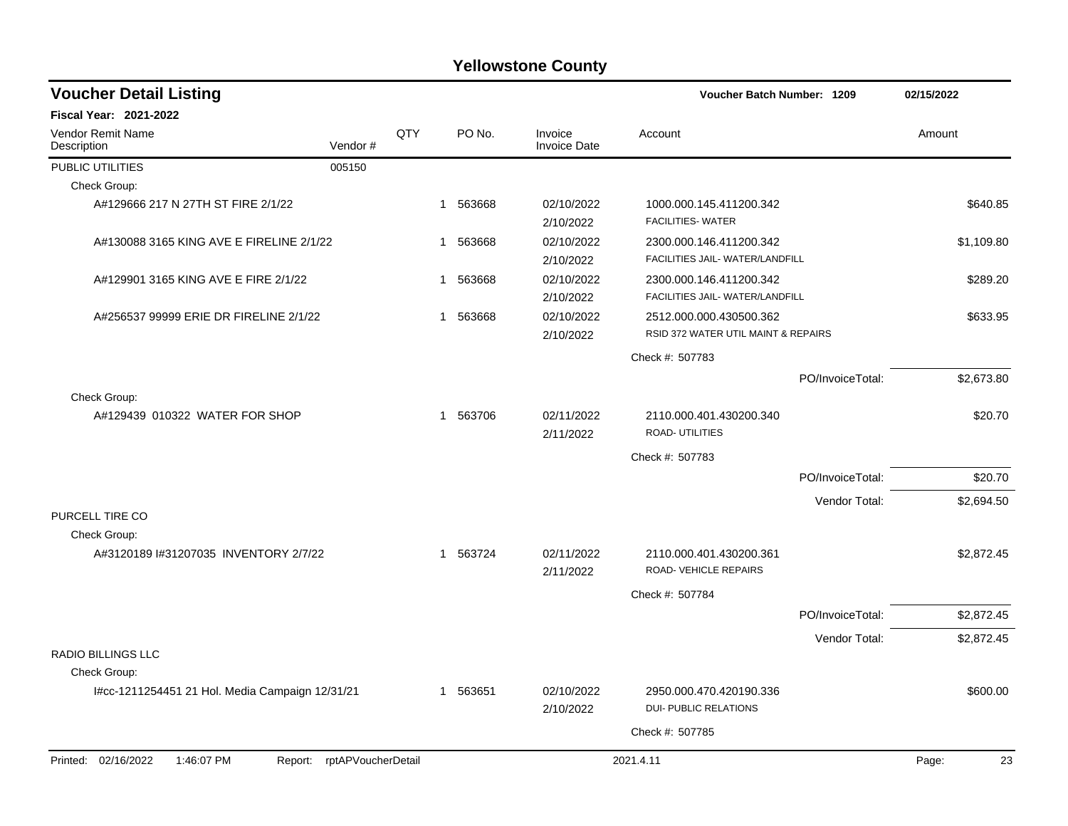# Yellowstone County

## Voucher Detail Listing

**Voucher Batch Number: 1209** — 02/15/2022

**Fiscal Year: 2021-2022**

| Vendor Remit Name / Description | Vendor # | QTY | PO No. | Invoice / Invoice Date | Account | Amount |
|---|---|---|---|---|---|---|
| PUBLIC UTILITIES | 005150 | | | | | |
| Check Group: | | | | | | |
| A#129666 217 N 27TH ST FIRE 2/1/22 | | 1 | 563668 | 02/10/2022 2/10/2022 | 1000.000.145.411200.342 FACILITIES- WATER | $640.85 |
| A#130088 3165 KING AVE E FIRELINE 2/1/22 | | 1 | 563668 | 02/10/2022 2/10/2022 | 2300.000.146.411200.342 FACILITIES JAIL- WATER/LANDFILL | $1,109.80 |
| A#129901 3165 KING AVE E FIRE 2/1/22 | | 1 | 563668 | 02/10/2022 2/10/2022 | 2300.000.146.411200.342 FACILITIES JAIL- WATER/LANDFILL | $289.20 |
| A#256537 99999 ERIE DR FIRELINE 2/1/22 | | 1 | 563668 | 02/10/2022 2/10/2022 | 2512.000.000.430500.362 RSID 372 WATER UTIL MAINT & REPAIRS | $633.95 |
| | | | | | Check #: 507783 | |
| | | | | | PO/InvoiceTotal: | $2,673.80 |
| Check Group: | | | | | | |
| A#129439 010322 WATER FOR SHOP | | 1 | 563706 | 02/11/2022 2/11/2022 | 2110.000.401.430200.340 ROAD- UTILITIES | $20.70 |
| | | | | | Check #: 507783 | |
| | | | | | PO/InvoiceTotal: | $20.70 |
| | | | | | Vendor Total: | $2,694.50 |
| PURCELL TIRE CO | | | | | | |
| Check Group: | | | | | | |
| A#3120189 I#31207035 INVENTORY 2/7/22 | | 1 | 563724 | 02/11/2022 2/11/2022 | 2110.000.401.430200.361 ROAD- VEHICLE REPAIRS | $2,872.45 |
| | | | | | Check #: 507784 | |
| | | | | | PO/InvoiceTotal: | $2,872.45 |
| | | | | | Vendor Total: | $2,872.45 |
| RADIO BILLINGS LLC | | | | | | |
| Check Group: | | | | | | |
| I#cc-1211254451 21 Hol. Media Campaign 12/31/21 | | 1 | 563651 | 02/10/2022 2/10/2022 | 2950.000.470.420190.336 DUI- PUBLIC RELATIONS | $600.00 |
| | | | | | Check #: 507785 | |

Printed: 02/16/2022 1:46:07 PM Report: rptAPVoucherDetail 2021.4.11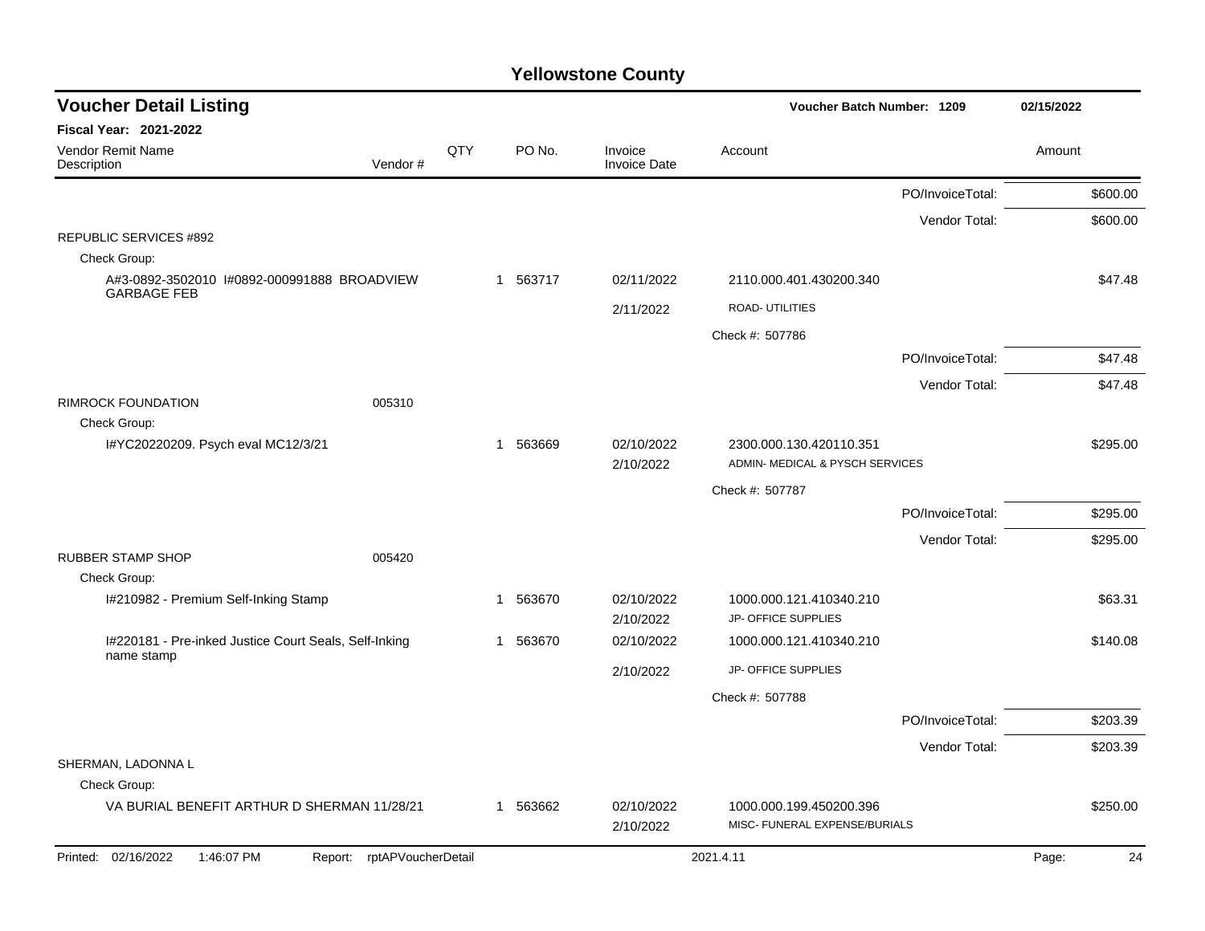# Yellowstone County

## Voucher Detail Listing

**Voucher Batch Number: 1209** — 02/15/2022

**Fiscal Year: 2021-2022**

| Vendor Remit Name / Description | Vendor # | QTY | PO No. | Invoice / Invoice Date | Account | Amount |
|---|---|---|---|---|---|---|
| | | | | | PO/InvoiceTotal: | $600.00 |
| | | | | | Vendor Total: | $600.00 |
| REPUBLIC SERVICES #892 | | | | | | |
| Check Group: | | | | | | |
| A#3-0892-3502010 I#0892-000991888 BROADVIEW GARBAGE FEB | | 1 | 563717 | 02/11/2022 | 2110.000.401.430200.340 | $47.48 |
| | | | | 2/11/2022 | ROAD- UTILITIES | |
| | | | | | Check #: 507786 | |
| | | | | | PO/InvoiceTotal: | $47.48 |
| | | | | | Vendor Total: | $47.48 |
| RIMROCK FOUNDATION | 005310 | | | | | |
| Check Group: | | | | | | |
| I#YC20220209. Psych eval MC12/3/21 | | 1 | 563669 | 02/10/2022 | 2300.000.130.420110.351 | $295.00 |
| | | | | 2/10/2022 | ADMIN- MEDICAL & PYSCH SERVICES | |
| | | | | | Check #: 507787 | |
| | | | | | PO/InvoiceTotal: | $295.00 |
| | | | | | Vendor Total: | $295.00 |
| RUBBER STAMP SHOP | 005420 | | | | | |
| Check Group: | | | | | | |
| I#210982 - Premium Self-Inking Stamp | | 1 | 563670 | 02/10/2022 | 1000.000.121.410340.210 | $63.31 |
| | | | | 2/10/2022 | JP- OFFICE SUPPLIES | |
| I#220181 - Pre-inked Justice Court Seals, Self-Inking name stamp | | 1 | 563670 | 02/10/2022 | 1000.000.121.410340.210 | $140.08 |
| | | | | 2/10/2022 | JP- OFFICE SUPPLIES | |
| | | | | | Check #: 507788 | |
| | | | | | PO/InvoiceTotal: | $203.39 |
| | | | | | Vendor Total: | $203.39 |
| SHERMAN, LADONNA L | | | | | | |
| Check Group: | | | | | | |
| VA BURIAL BENEFIT ARTHUR D SHERMAN 11/28/21 | | 1 | 563662 | 02/10/2022 | 1000.000.199.450200.396 | $250.00 |
| | | | | 2/10/2022 | MISC- FUNERAL EXPENSE/BURIALS | |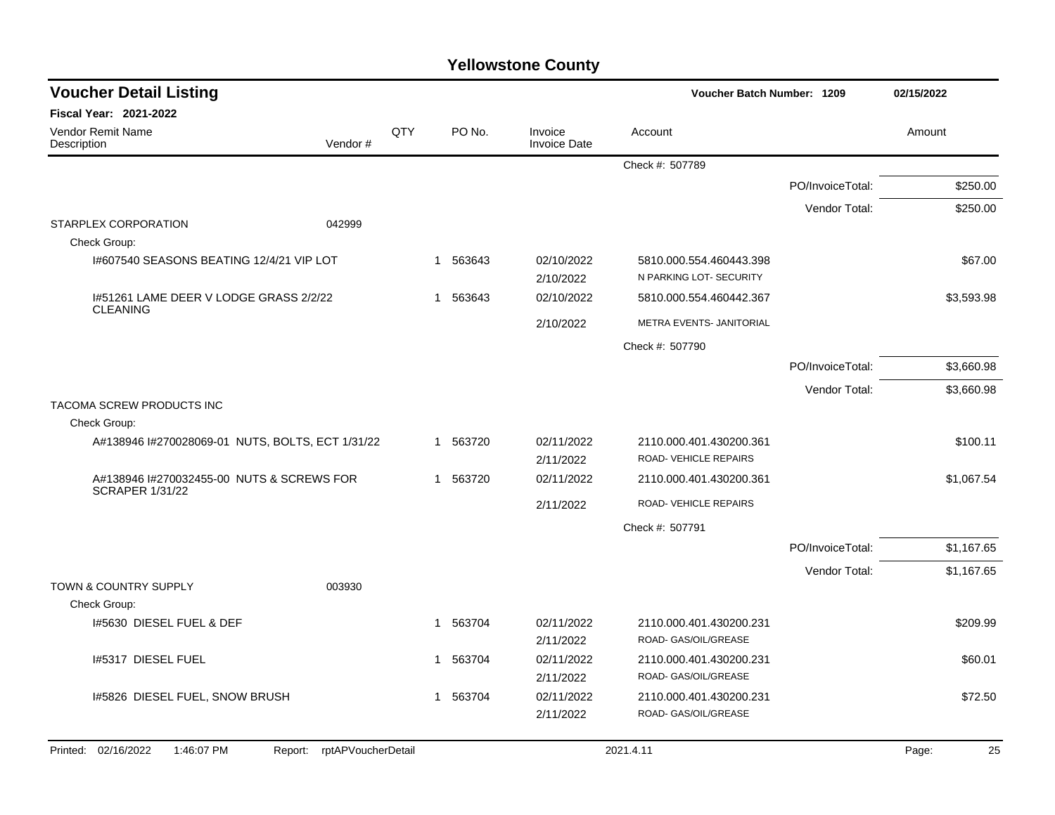# Yellowstone County

## Voucher Detail Listing

Voucher Batch Number: 1209 | 02/15/2022

**Fiscal Year: 2021-2022**

| Vendor Remit Name / Description | Vendor # | QTY | PO No. | Invoice / Invoice Date | Account | | Amount |
|---|---|---|---|---|---|---|---|
| | | | | | Check #: 507789 | | |
| | | | | | | PO/InvoiceTotal: | $250.00 |
| | | | | | | Vendor Total: | $250.00 |
| STARPLEX CORPORATION | 042999 | | | | | | |
| Check Group: | | | | | | | |
| I#607540 SEASONS BEATING 12/4/21 VIP LOT | | 1 | 563643 | 02/10/2022 | 5810.000.554.460443.398 | | $67.00 |
| | | | | 2/10/2022 | N PARKING LOT- SECURITY | | |
| I#51261 LAME DEER V LODGE GRASS 2/2/22 CLEANING | | 1 | 563643 | 02/10/2022 | 5810.000.554.460442.367 | | $3,593.98 |
| | | | | 2/10/2022 | METRA EVENTS- JANITORIAL | | |
| | | | | | Check #: 507790 | | |
| | | | | | | PO/InvoiceTotal: | $3,660.98 |
| | | | | | | Vendor Total: | $3,660.98 |
| TACOMA SCREW PRODUCTS INC | | | | | | | |
| Check Group: | | | | | | | |
| A#138946 I#270028069-01 NUTS, BOLTS, ECT 1/31/22 | | 1 | 563720 | 02/11/2022 | 2110.000.401.430200.361 | | $100.11 |
| | | | | 2/11/2022 | ROAD- VEHICLE REPAIRS | | |
| A#138946 I#270032455-00 NUTS & SCREWS FOR SCRAPER 1/31/22 | | 1 | 563720 | 02/11/2022 | 2110.000.401.430200.361 | | $1,067.54 |
| | | | | 2/11/2022 | ROAD- VEHICLE REPAIRS | | |
| | | | | | Check #: 507791 | | |
| | | | | | | PO/InvoiceTotal: | $1,167.65 |
| | | | | | | Vendor Total: | $1,167.65 |
| TOWN & COUNTRY SUPPLY | 003930 | | | | | | |
| Check Group: | | | | | | | |
| I#5630 DIESEL FUEL & DEF | | 1 | 563704 | 02/11/2022 | 2110.000.401.430200.231 | | $209.99 |
| | | | | 2/11/2022 | ROAD- GAS/OIL/GREASE | | |
| I#5317 DIESEL FUEL | | 1 | 563704 | 02/11/2022 | 2110.000.401.430200.231 | | $60.01 |
| | | | | 2/11/2022 | ROAD- GAS/OIL/GREASE | | |
| I#5826 DIESEL FUEL, SNOW BRUSH | | 1 | 563704 | 02/11/2022 | 2110.000.401.430200.231 | | $72.50 |
| | | | | 2/11/2022 | ROAD- GAS/OIL/GREASE | | |

Printed: 02/16/2022 1:46:07 PM Report: rptAPVoucherDetail 2021.4.11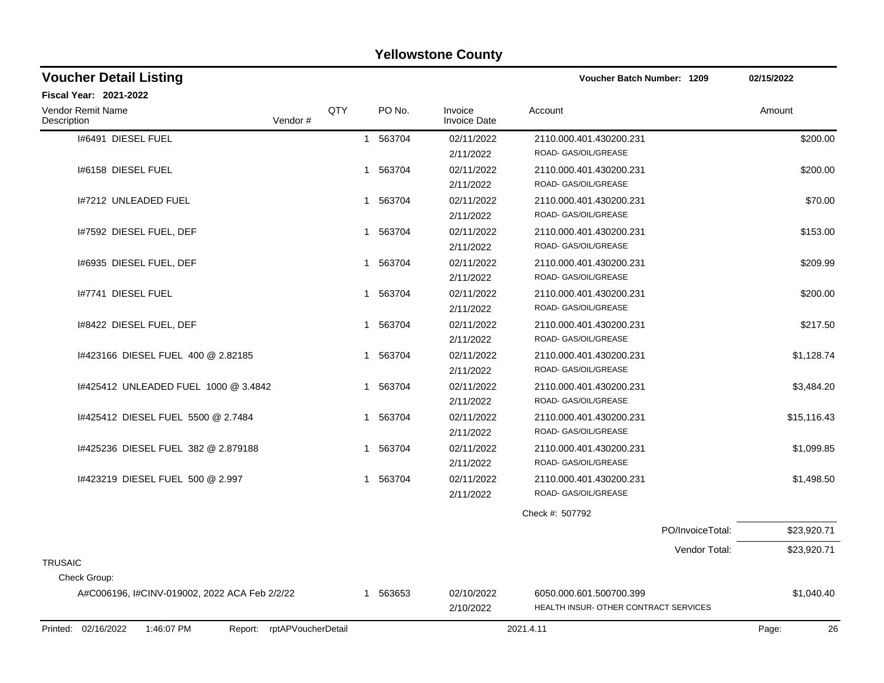# Yellowstone County

## Voucher Detail Listing

**Voucher Batch Number: 1209** 02/15/2022

**Fiscal Year: 2021-2022**

| Vendor Remit Name / Description | Vendor # | QTY | PO No. | Invoice / Invoice Date | Account | Amount |
|---|---|---|---|---|---|---|
| I#6491 DIESEL FUEL | | 1 | 563704 | 02/11/2022 2/11/2022 | 2110.000.401.430200.231 ROAD- GAS/OIL/GREASE | $200.00 |
| I#6158 DIESEL FUEL | | 1 | 563704 | 02/11/2022 2/11/2022 | 2110.000.401.430200.231 ROAD- GAS/OIL/GREASE | $200.00 |
| I#7212 UNLEADED FUEL | | 1 | 563704 | 02/11/2022 2/11/2022 | 2110.000.401.430200.231 ROAD- GAS/OIL/GREASE | $70.00 |
| I#7592 DIESEL FUEL, DEF | | 1 | 563704 | 02/11/2022 2/11/2022 | 2110.000.401.430200.231 ROAD- GAS/OIL/GREASE | $153.00 |
| I#6935 DIESEL FUEL, DEF | | 1 | 563704 | 02/11/2022 2/11/2022 | 2110.000.401.430200.231 ROAD- GAS/OIL/GREASE | $209.99 |
| I#7741 DIESEL FUEL | | 1 | 563704 | 02/11/2022 2/11/2022 | 2110.000.401.430200.231 ROAD- GAS/OIL/GREASE | $200.00 |
| I#8422 DIESEL FUEL, DEF | | 1 | 563704 | 02/11/2022 2/11/2022 | 2110.000.401.430200.231 ROAD- GAS/OIL/GREASE | $217.50 |
| I#423166 DIESEL FUEL 400 @ 2.82185 | | 1 | 563704 | 02/11/2022 2/11/2022 | 2110.000.401.430200.231 ROAD- GAS/OIL/GREASE | $1,128.74 |
| I#425412 UNLEADED FUEL 1000 @ 3.4842 | | 1 | 563704 | 02/11/2022 2/11/2022 | 2110.000.401.430200.231 ROAD- GAS/OIL/GREASE | $3,484.20 |
| I#425412 DIESEL FUEL 5500 @ 2.7484 | | 1 | 563704 | 02/11/2022 2/11/2022 | 2110.000.401.430200.231 ROAD- GAS/OIL/GREASE | $15,116.43 |
| I#425236 DIESEL FUEL 382 @ 2.879188 | | 1 | 563704 | 02/11/2022 2/11/2022 | 2110.000.401.430200.231 ROAD- GAS/OIL/GREASE | $1,099.85 |
| I#423219 DIESEL FUEL 500 @ 2.997 | | 1 | 563704 | 02/11/2022 2/11/2022 | 2110.000.401.430200.231 ROAD- GAS/OIL/GREASE | $1,498.50 |
| | | | | | Check #: 507792 | |
| | | | | | PO/InvoiceTotal: | $23,920.71 |
| | | | | | Vendor Total: | $23,920.71 |
| TRUSAIC | | | | | | |
| Check Group: | | | | | | |
| A#C006196, I#CINV-019002, 2022 ACA Feb 2/2/22 | | 1 | 563653 | 02/10/2022 2/10/2022 | 6050.000.601.500700.399 HEALTH INSUR- OTHER CONTRACT SERVICES | $1,040.40 |

Printed: 02/16/2022 1:46:07 PM Report: rptAPVoucherDetail 2021.4.11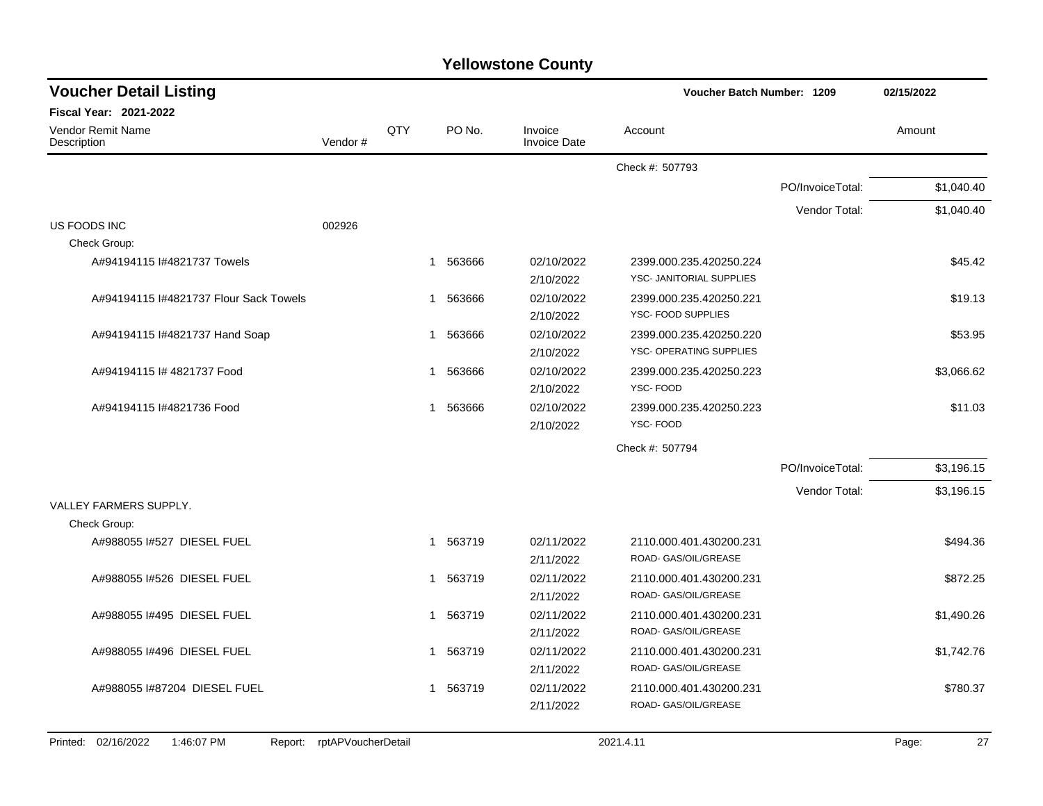# Yellowstone County

## Voucher Detail Listing

**Voucher Batch Number: 1209** | **02/15/2022**

**Fiscal Year: 2021-2022**

| Vendor Remit Name / Description | Vendor # | QTY | PO No. | Invoice / Invoice Date | Account | | Amount |
|---|---|---|---|---|---|---|---|
| | | | | | Check #: 507793 | | |
| | | | | | | PO/InvoiceTotal: | $1,040.40 |
| | | | | | | Vendor Total: | $1,040.40 |
| US FOODS INC | 002926 | | | | | | |
| Check Group: | | | | | | | |
| A#94194115 I#4821737 Towels | | 1 | 563666 | 02/10/2022<br>2/10/2022 | 2399.000.235.420250.224<br>YSC- JANITORIAL SUPPLIES | | $45.42 |
| A#94194115 I#4821737 Flour Sack Towels | | 1 | 563666 | 02/10/2022<br>2/10/2022 | 2399.000.235.420250.221<br>YSC- FOOD SUPPLIES | | $19.13 |
| A#94194115 I#4821737 Hand Soap | | 1 | 563666 | 02/10/2022<br>2/10/2022 | 2399.000.235.420250.220<br>YSC- OPERATING SUPPLIES | | $53.95 |
| A#94194115 I# 4821737 Food | | 1 | 563666 | 02/10/2022<br>2/10/2022 | 2399.000.235.420250.223<br>YSC- FOOD | | $3,066.62 |
| A#94194115 I#4821736 Food | | 1 | 563666 | 02/10/2022<br>2/10/2022 | 2399.000.235.420250.223<br>YSC- FOOD | | $11.03 |
| | | | | | Check #: 507794 | | |
| | | | | | | PO/InvoiceTotal: | $3,196.15 |
| | | | | | | Vendor Total: | $3,196.15 |
| VALLEY FARMERS SUPPLY. | | | | | | | |
| Check Group: | | | | | | | |
| A#988055 I#527 DIESEL FUEL | | 1 | 563719 | 02/11/2022<br>2/11/2022 | 2110.000.401.430200.231<br>ROAD- GAS/OIL/GREASE | | $494.36 |
| A#988055 I#526 DIESEL FUEL | | 1 | 563719 | 02/11/2022<br>2/11/2022 | 2110.000.401.430200.231<br>ROAD- GAS/OIL/GREASE | | $872.25 |
| A#988055 I#495 DIESEL FUEL | | 1 | 563719 | 02/11/2022<br>2/11/2022 | 2110.000.401.430200.231<br>ROAD- GAS/OIL/GREASE | | $1,490.26 |
| A#988055 I#496 DIESEL FUEL | | 1 | 563719 | 02/11/2022<br>2/11/2022 | 2110.000.401.430200.231<br>ROAD- GAS/OIL/GREASE | | $1,742.76 |
| A#988055 I#87204 DIESEL FUEL | | 1 | 563719 | 02/11/2022<br>2/11/2022 | 2110.000.401.430200.231<br>ROAD- GAS/OIL/GREASE | | $780.37 |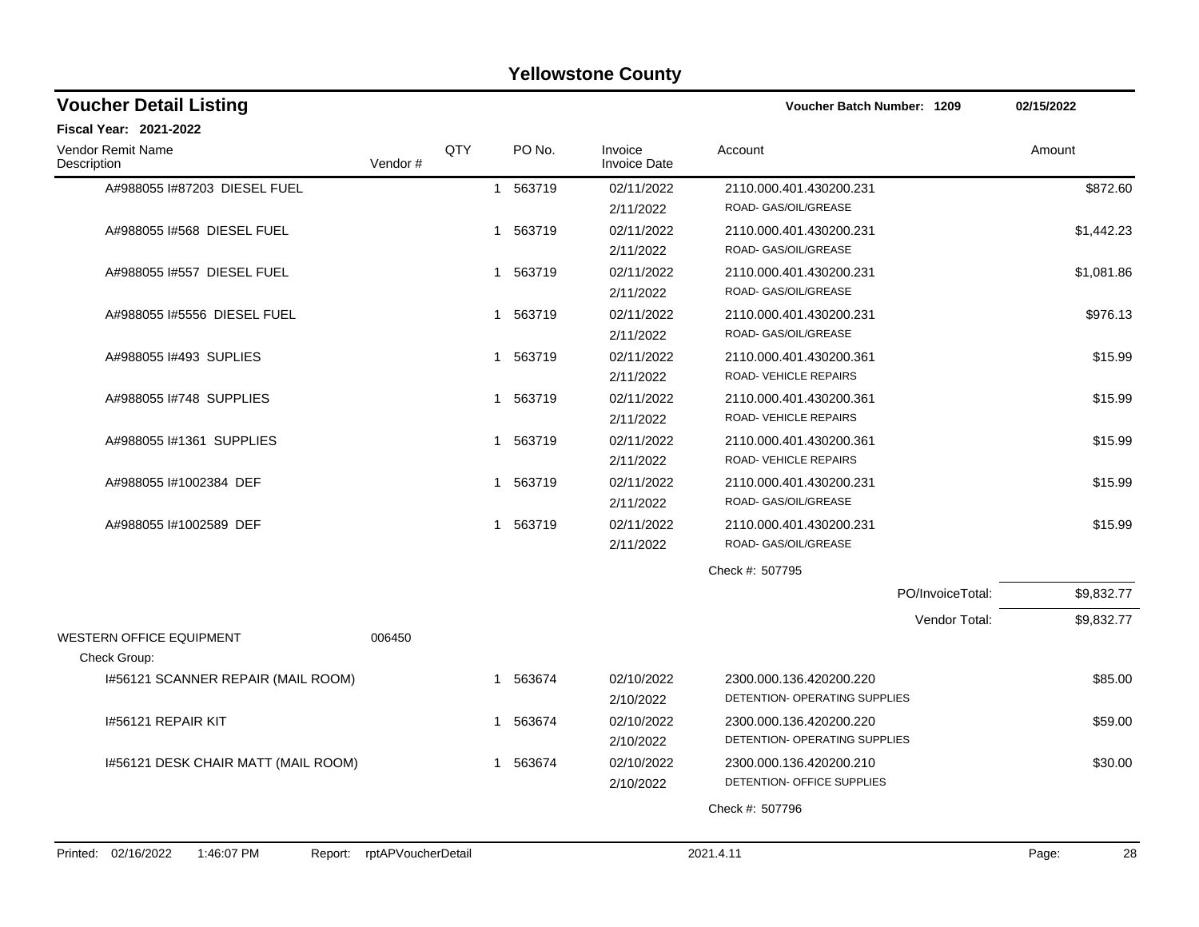# Yellowstone County

## Voucher Detail Listing

Voucher Batch Number: 1209 — 02/15/2022

**Fiscal Year: 2021-2022**

| Vendor Remit Name / Description | Vendor # | QTY | PO No. | Invoice / Invoice Date | Account | Amount |
|---|---|---|---|---|---|---|
| A#988055 I#87203 DIESEL FUEL | | 1 | 563719 | 02/11/2022<br>2/11/2022 | 2110.000.401.430200.231<br>ROAD- GAS/OIL/GREASE | $872.60 |
| A#988055 I#568 DIESEL FUEL | | 1 | 563719 | 02/11/2022<br>2/11/2022 | 2110.000.401.430200.231<br>ROAD- GAS/OIL/GREASE | $1,442.23 |
| A#988055 I#557 DIESEL FUEL | | 1 | 563719 | 02/11/2022<br>2/11/2022 | 2110.000.401.430200.231<br>ROAD- GAS/OIL/GREASE | $1,081.86 |
| A#988055 I#5556 DIESEL FUEL | | 1 | 563719 | 02/11/2022<br>2/11/2022 | 2110.000.401.430200.231<br>ROAD- GAS/OIL/GREASE | $976.13 |
| A#988055 I#493 SUPLIES | | 1 | 563719 | 02/11/2022<br>2/11/2022 | 2110.000.401.430200.361<br>ROAD- VEHICLE REPAIRS | $15.99 |
| A#988055 I#748 SUPPLIES | | 1 | 563719 | 02/11/2022<br>2/11/2022 | 2110.000.401.430200.361<br>ROAD- VEHICLE REPAIRS | $15.99 |
| A#988055 I#1361 SUPPLIES | | 1 | 563719 | 02/11/2022<br>2/11/2022 | 2110.000.401.430200.361<br>ROAD- VEHICLE REPAIRS | $15.99 |
| A#988055 I#1002384 DEF | | 1 | 563719 | 02/11/2022<br>2/11/2022 | 2110.000.401.430200.231<br>ROAD- GAS/OIL/GREASE | $15.99 |
| A#988055 I#1002589 DEF | | 1 | 563719 | 02/11/2022<br>2/11/2022 | 2110.000.401.430200.231<br>ROAD- GAS/OIL/GREASE | $15.99 |
| | | | | | Check #: 507795 | |
| | | | | | PO/InvoiceTotal: | $9,832.77 |
| | | | | | Vendor Total: | $9,832.77 |
| WESTERN OFFICE EQUIPMENT | 006450 | | | | | |
| Check Group: | | | | | | |
| I#56121 SCANNER REPAIR (MAIL ROOM) | | 1 | 563674 | 02/10/2022<br>2/10/2022 | 2300.000.136.420200.220<br>DETENTION- OPERATING SUPPLIES | $85.00 |
| I#56121 REPAIR KIT | | 1 | 563674 | 02/10/2022<br>2/10/2022 | 2300.000.136.420200.220<br>DETENTION- OPERATING SUPPLIES | $59.00 |
| I#56121 DESK CHAIR MATT (MAIL ROOM) | | 1 | 563674 | 02/10/2022<br>2/10/2022 | 2300.000.136.420200.210<br>DETENTION- OFFICE SUPPLIES | $30.00 |
| | | | | | Check #: 507796 | |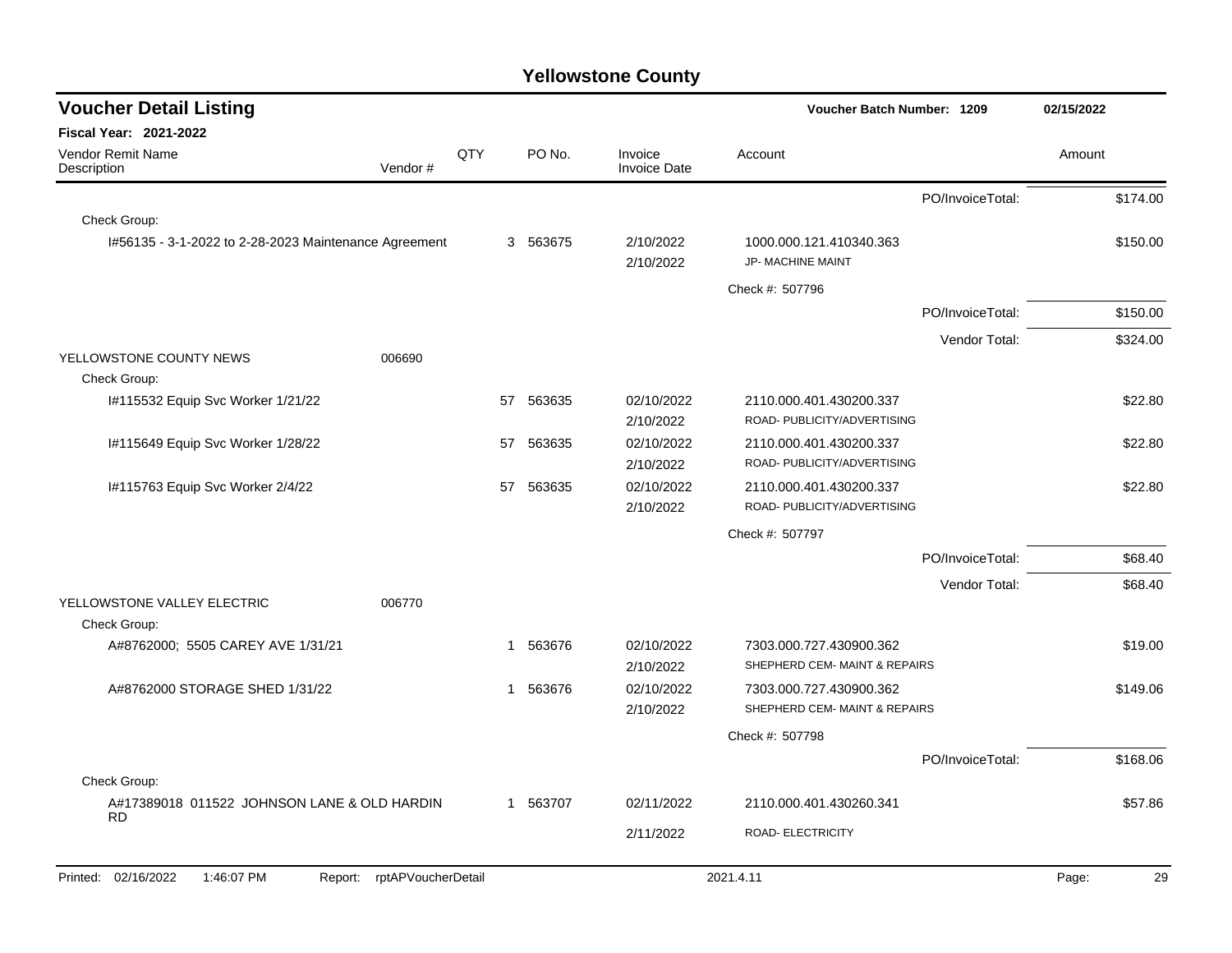# Yellowstone County

## Voucher Detail Listing

**Voucher Batch Number: 1209** — 02/15/2022

**Fiscal Year: 2021-2022**

| Vendor Remit Name / Description | Vendor # | QTY | PO No. | Invoice / Invoice Date | Account | Amount |
|---|---|---|---|---|---|---|
| | | | | | PO/InvoiceTotal: | $174.00 |
| Check Group: | | | | | | |
| I#56135 - 3-1-2022 to 2-28-2023 Maintenance Agreement | | 3 | 563675 | 2/10/2022<br>2/10/2022 | 1000.000.121.410340.363<br>JP- MACHINE MAINT | $150.00 |
| | | | | | Check #: 507796 | |
| | | | | | PO/InvoiceTotal: | $150.00 |
| | | | | | Vendor Total: | $324.00 |
| YELLOWSTONE COUNTY NEWS | 006690 | | | | | |
| Check Group: | | | | | | |
| I#115532 Equip Svc Worker 1/21/22 | | 57 | 563635 | 02/10/2022<br>2/10/2022 | 2110.000.401.430200.337<br>ROAD- PUBLICITY/ADVERTISING | $22.80 |
| I#115649 Equip Svc Worker 1/28/22 | | 57 | 563635 | 02/10/2022<br>2/10/2022 | 2110.000.401.430200.337<br>ROAD- PUBLICITY/ADVERTISING | $22.80 |
| I#115763 Equip Svc Worker 2/4/22 | | 57 | 563635 | 02/10/2022<br>2/10/2022 | 2110.000.401.430200.337<br>ROAD- PUBLICITY/ADVERTISING | $22.80 |
| | | | | | Check #: 507797 | |
| | | | | | PO/InvoiceTotal: | $68.40 |
| | | | | | Vendor Total: | $68.40 |
| YELLOWSTONE VALLEY ELECTRIC | 006770 | | | | | |
| Check Group: | | | | | | |
| A#8762000; 5505 CAREY AVE 1/31/21 | | 1 | 563676 | 02/10/2022<br>2/10/2022 | 7303.000.727.430900.362<br>SHEPHERD CEM- MAINT & REPAIRS | $19.00 |
| A#8762000 STORAGE SHED 1/31/22 | | 1 | 563676 | 02/10/2022<br>2/10/2022 | 7303.000.727.430900.362<br>SHEPHERD CEM- MAINT & REPAIRS | $149.06 |
| | | | | | Check #: 507798 | |
| | | | | | PO/InvoiceTotal: | $168.06 |
| Check Group: | | | | | | |
| A#17389018 011522 JOHNSON LANE & OLD HARDIN RD | | 1 | 563707 | 02/11/2022<br>2/11/2022 | 2110.000.401.430260.341<br>ROAD- ELECTRICITY | $57.86 |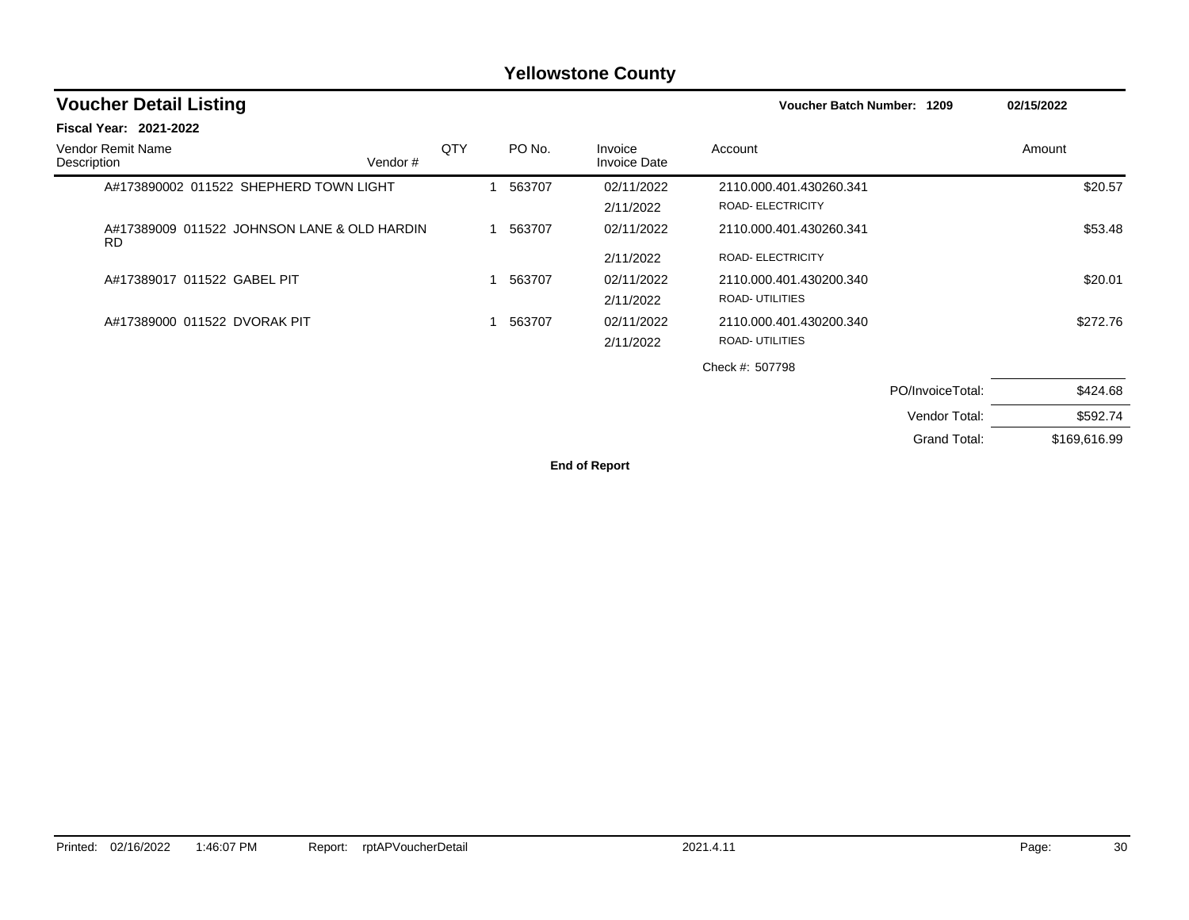# Yellowstone County

## Voucher Detail Listing

**Voucher Batch Number: 1209** **02/15/2022**

**Fiscal Year: 2021-2022**

| Vendor Remit Name Description | Vendor # | QTY | PO No. | Invoice Invoice Date | Account | Amount |
|---|---|---|---|---|---|---|
| A#173890002 011522 SHEPHERD TOWN LIGHT | | 1 | 563707 | 02/11/2022 2/11/2022 | 2110.000.401.430260.341 ROAD- ELECTRICITY | $20.57 |
| A#17389009 011522 JOHNSON LANE & OLD HARDIN RD | | 1 | 563707 | 02/11/2022 2/11/2022 | 2110.000.401.430260.341 ROAD- ELECTRICITY | $53.48 |
| A#17389017 011522 GABEL PIT | | 1 | 563707 | 02/11/2022 2/11/2022 | 2110.000.401.430200.340 ROAD- UTILITIES | $20.01 |
| A#17389000 011522 DVORAK PIT | | 1 | 563707 | 02/11/2022 2/11/2022 | 2110.000.401.430200.340 ROAD- UTILITIES | $272.76 |
| | | | | | Check #: 507798 | |
| | | | | | PO/InvoiceTotal: | $424.68 |
| | | | | | Vendor Total: | $592.74 |
| | | | | | Grand Total: | $169,616.99 |

**End of Report**

Printed: 02/16/2022 1:46:07 PM Report: rptAPVoucherDetail 2021.4.11